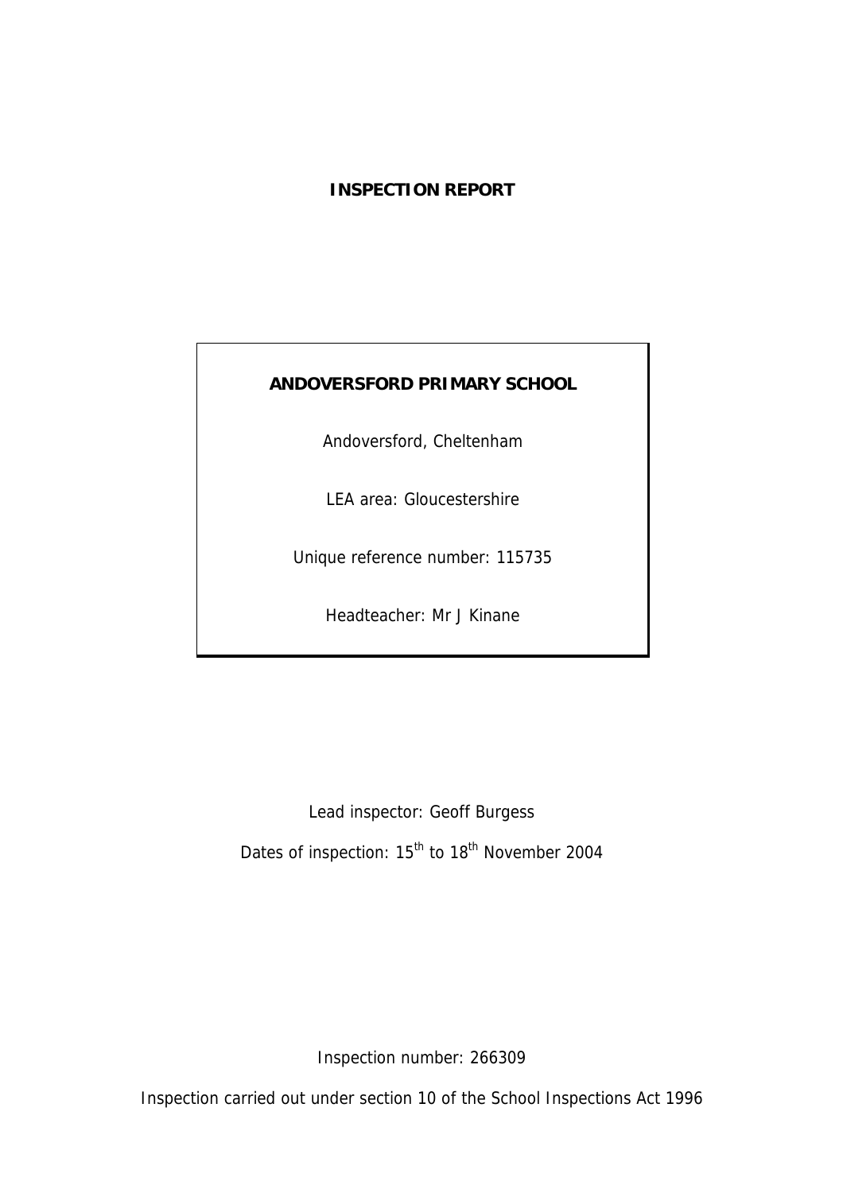# INSPECTION REPORT

**ANDOVERSFORD PRIMARY SCHOOL**

Andoversford, Cheltenham

LEA area: Gloucestershire

Unique reference number: 115735

Headteacher: Mr J Kinane

Lead inspector: Geoff Burgess

Dates of inspection: 15th to 18th November 2004

Inspection number: 266309

Inspection carried out under section 10 of the School Inspections Act 1996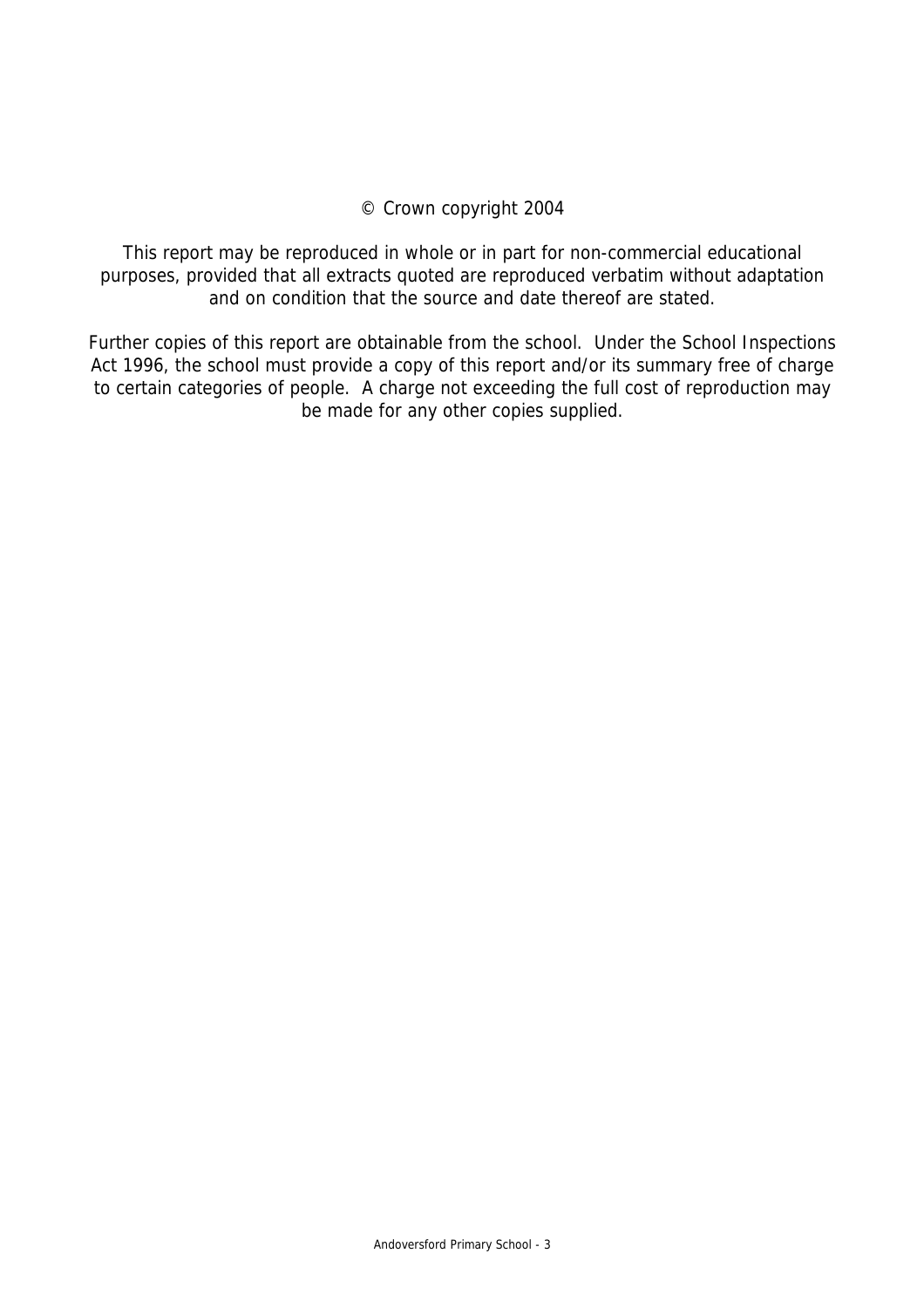© Crown copyright 2004

This report may be reproduced in whole or in part for non-commercial educational purposes, provided that all extracts quoted are reproduced verbatim without adaptation and on condition that the source and date thereof are stated.

Further copies of this report are obtainable from the school. Under the School Inspections Act 1996, the school must provide a copy of this report and/or its summary free of charge to certain categories of people. A charge not exceeding the full cost of reproduction may be made for any other copies supplied.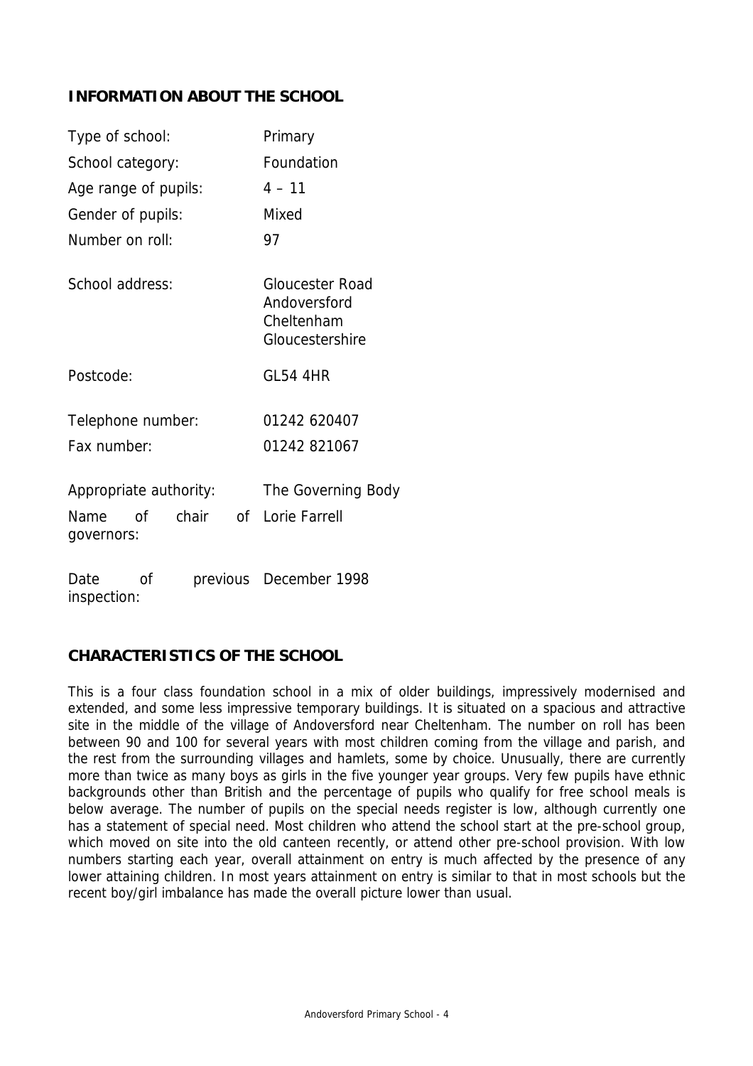## INFORMATION ABOUT THE SCHOOL

| | |
|---|---|
| Type of school: | Primary |
| School category: | Foundation |
| Age range of pupils: | 4 – 11 |
| Gender of pupils: | Mixed |
| Number on roll: | 97 |
| School address: | Gloucester Road<br>Andoversford<br>Cheltenham<br>Gloucestershire |
| Postcode: | GL54 4HR |
| Telephone number: | 01242 620407 |
| Fax number: | 01242 821067 |
| Appropriate authority: | The Governing Body |
| Name of chair of governors: | Lorie Farrell |
| Date of previous inspection: | December 1998 |

## CHARACTERISTICS OF THE SCHOOL

This is a four class foundation school in a mix of older buildings, impressively modernised and extended, and some less impressive temporary buildings. It is situated on a spacious and attractive site in the middle of the village of Andoversford near Cheltenham. The number on roll has been between 90 and 100 for several years with most children coming from the village and parish, and the rest from the surrounding villages and hamlets, some by choice. Unusually, there are currently more than twice as many boys as girls in the five younger year groups. Very few pupils have ethnic backgrounds other than British and the percentage of pupils who qualify for free school meals is below average. The number of pupils on the special needs register is low, although currently one has a statement of special need. Most children who attend the school start at the pre-school group, which moved on site into the old canteen recently, or attend other pre-school provision. With low numbers starting each year, overall attainment on entry is much affected by the presence of any lower attaining children. In most years attainment on entry is similar to that in most schools but the recent boy/girl imbalance has made the overall picture lower than usual.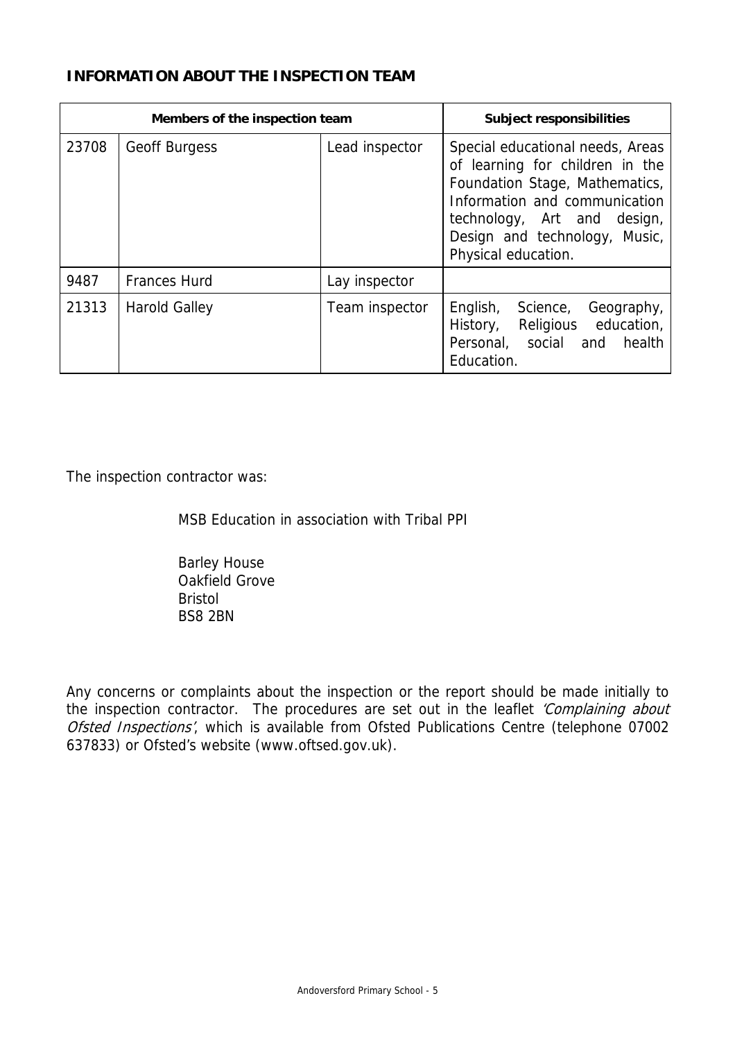## INFORMATION ABOUT THE INSPECTION TEAM

| Members of the inspection team | | | Subject responsibilities |
|---|---|---|---|
| 23708 | Geoff Burgess | Lead inspector | Special educational needs, Areas of learning for children in the Foundation Stage, Mathematics, Information and communication technology, Art and design, Design and technology, Music, Physical education. |
| 9487 | Frances Hurd | Lay inspector | |
| 21313 | Harold Galley | Team inspector | English, Science, Geography, History, Religious education, Personal, social and health Education. |

The inspection contractor was:

MSB Education in association with Tribal PPI

Barley House
Oakfield Grove
Bristol
BS8 2BN

Any concerns or complaints about the inspection or the report should be made initially to the inspection contractor. The procedures are set out in the leaflet *'Complaining about Ofsted Inspections'*, which is available from Ofsted Publications Centre (telephone 07002 637833) or Ofsted's website (www.oftsed.gov.uk).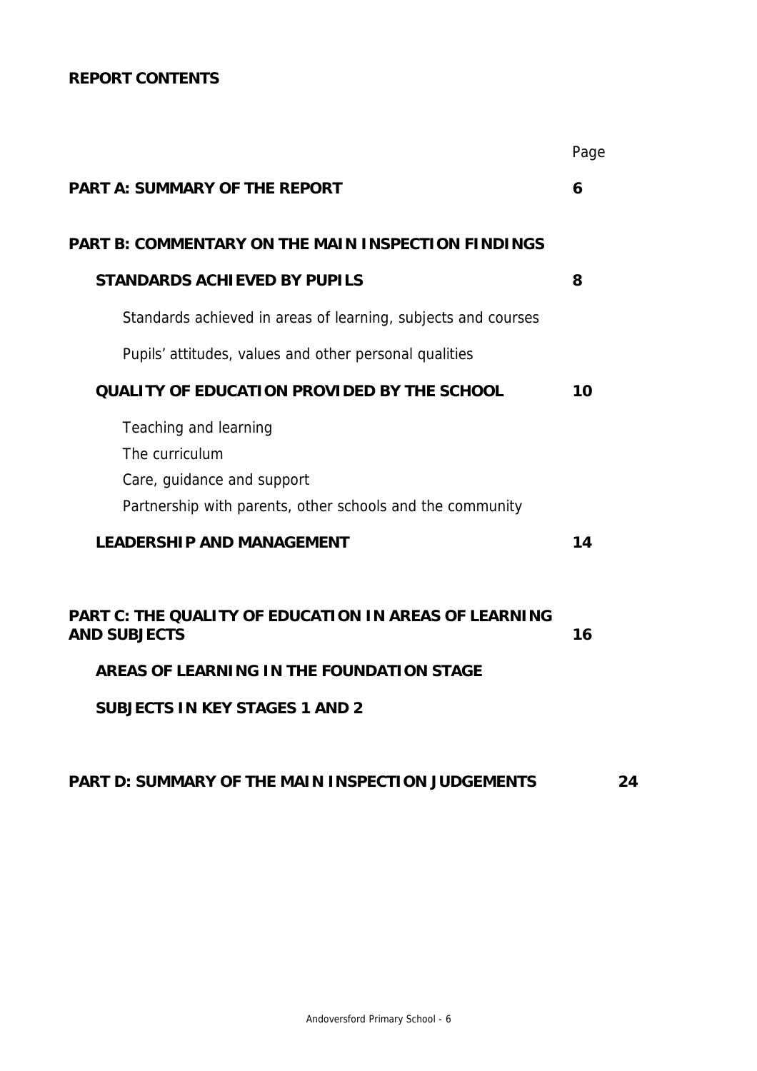**REPORT CONTENTS**

| | Page |
|---|---|
| **PART A: SUMMARY OF THE REPORT** | **6** |
| **PART B: COMMENTARY ON THE MAIN INSPECTION FINDINGS** | |
| **STANDARDS ACHIEVED BY PUPILS** | **8** |
| Standards achieved in areas of learning, subjects and courses | |
| Pupils' attitudes, values and other personal qualities | |
| **QUALITY OF EDUCATION PROVIDED BY THE SCHOOL** | **10** |
| Teaching and learning | |
| The curriculum | |
| Care, guidance and support | |
| Partnership with parents, other schools and the community | |
| **LEADERSHIP AND MANAGEMENT** | **14** |
| **PART C: THE QUALITY OF EDUCATION IN AREAS OF LEARNING AND SUBJECTS** | **16** |
| **AREAS OF LEARNING IN THE FOUNDATION STAGE** | |
| **SUBJECTS IN KEY STAGES 1 AND 2** | |
| **PART D: SUMMARY OF THE MAIN INSPECTION JUDGEMENTS** | **24** |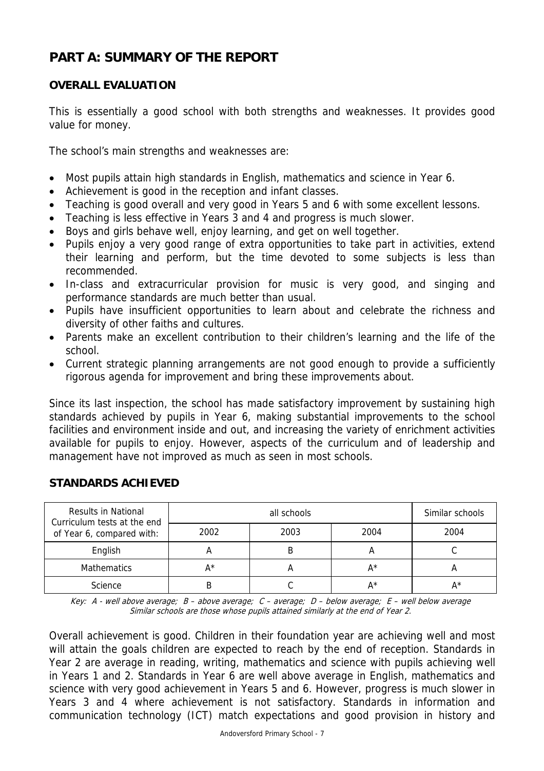## PART A: SUMMARY OF THE REPORT

### OVERALL EVALUATION

This is essentially a good school with both strengths and weaknesses. It provides good value for money.

The school's main strengths and weaknesses are:

- Most pupils attain high standards in English, mathematics and science in Year 6.
- Achievement is good in the reception and infant classes.
- Teaching is good overall and very good in Years 5 and 6 with some excellent lessons.
- Teaching is less effective in Years 3 and 4 and progress is much slower.
- Boys and girls behave well, enjoy learning, and get on well together.
- Pupils enjoy a very good range of extra opportunities to take part in activities, extend their learning and perform, but the time devoted to some subjects is less than recommended.
- In-class and extracurricular provision for music is very good, and singing and performance standards are much better than usual.
- Pupils have insufficient opportunities to learn about and celebrate the richness and diversity of other faiths and cultures.
- Parents make an excellent contribution to their children's learning and the life of the school.
- Current strategic planning arrangements are not good enough to provide a sufficiently rigorous agenda for improvement and bring these improvements about.

Since its last inspection, the school has made satisfactory improvement by sustaining high standards achieved by pupils in Year 6, making substantial improvements to the school facilities and environment inside and out, and increasing the variety of enrichment activities available for pupils to enjoy. However, aspects of the curriculum and of leadership and management have not improved as much as seen in most schools.

### STANDARDS ACHIEVED

| Results in National Curriculum tests at the end of Year 6, compared with: | all schools | | | Similar schools |
|---|---|---|---|---|
| | 2002 | 2003 | 2004 | 2004 |
| English | A | B | A | C |
| Mathematics | A* | A | A* | A |
| Science | B | C | A* | A* |

*Key: A - well above average; B – above average; C – average; D – below average; E – well below average*
*Similar schools are those whose pupils attained similarly at the end of Year 2.*

Overall achievement is good. Children in their foundation year are achieving well and most will attain the goals children are expected to reach by the end of reception. Standards in Year 2 are average in reading, writing, mathematics and science with pupils achieving well in Years 1 and 2. Standards in Year 6 are well above average in English, mathematics and science with very good achievement in Years 5 and 6. However, progress is much slower in Years 3 and 4 where achievement is not satisfactory. Standards in information and communication technology (ICT) match expectations and good provision in history and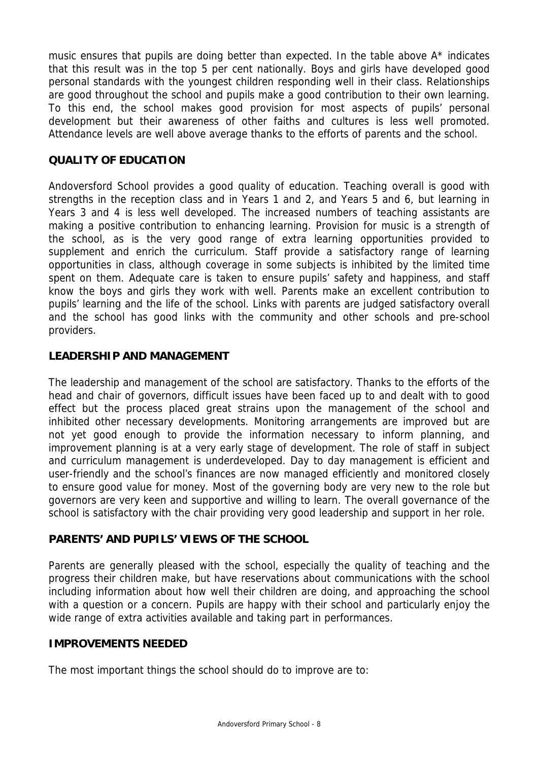music ensures that pupils are doing better than expected. In the table above A* indicates that this result was in the top 5 per cent nationally. Boys and girls have developed good personal standards with the youngest children responding well in their class. Relationships are good throughout the school and pupils make a good contribution to their own learning. To this end, the school makes good provision for most aspects of pupils' personal development but their awareness of other faiths and cultures is less well promoted. Attendance levels are well above average thanks to the efforts of parents and the school.

## QUALITY OF EDUCATION

Andoversford School provides a good quality of education. Teaching overall is good with strengths in the reception class and in Years 1 and 2, and Years 5 and 6, but learning in Years 3 and 4 is less well developed. The increased numbers of teaching assistants are making a positive contribution to enhancing learning. Provision for music is a strength of the school, as is the very good range of extra learning opportunities provided to supplement and enrich the curriculum. Staff provide a satisfactory range of learning opportunities in class, although coverage in some subjects is inhibited by the limited time spent on them. Adequate care is taken to ensure pupils' safety and happiness, and staff know the boys and girls they work with well. Parents make an excellent contribution to pupils' learning and the life of the school. Links with parents are judged satisfactory overall and the school has good links with the community and other schools and pre-school providers.

## LEADERSHIP AND MANAGEMENT

The leadership and management of the school are satisfactory. Thanks to the efforts of the head and chair of governors, difficult issues have been faced up to and dealt with to good effect but the process placed great strains upon the management of the school and inhibited other necessary developments. Monitoring arrangements are improved but are not yet good enough to provide the information necessary to inform planning, and improvement planning is at a very early stage of development. The role of staff in subject and curriculum management is underdeveloped. Day to day management is efficient and user-friendly and the school's finances are now managed efficiently and monitored closely to ensure good value for money. Most of the governing body are very new to the role but governors are very keen and supportive and willing to learn. The overall governance of the school is satisfactory with the chair providing very good leadership and support in her role.

## PARENTS' AND PUPILS' VIEWS OF THE SCHOOL

Parents are generally pleased with the school, especially the quality of teaching and the progress their children make, but have reservations about communications with the school including information about how well their children are doing, and approaching the school with a question or a concern. Pupils are happy with their school and particularly enjoy the wide range of extra activities available and taking part in performances.

## IMPROVEMENTS NEEDED

The most important things the school should do to improve are to: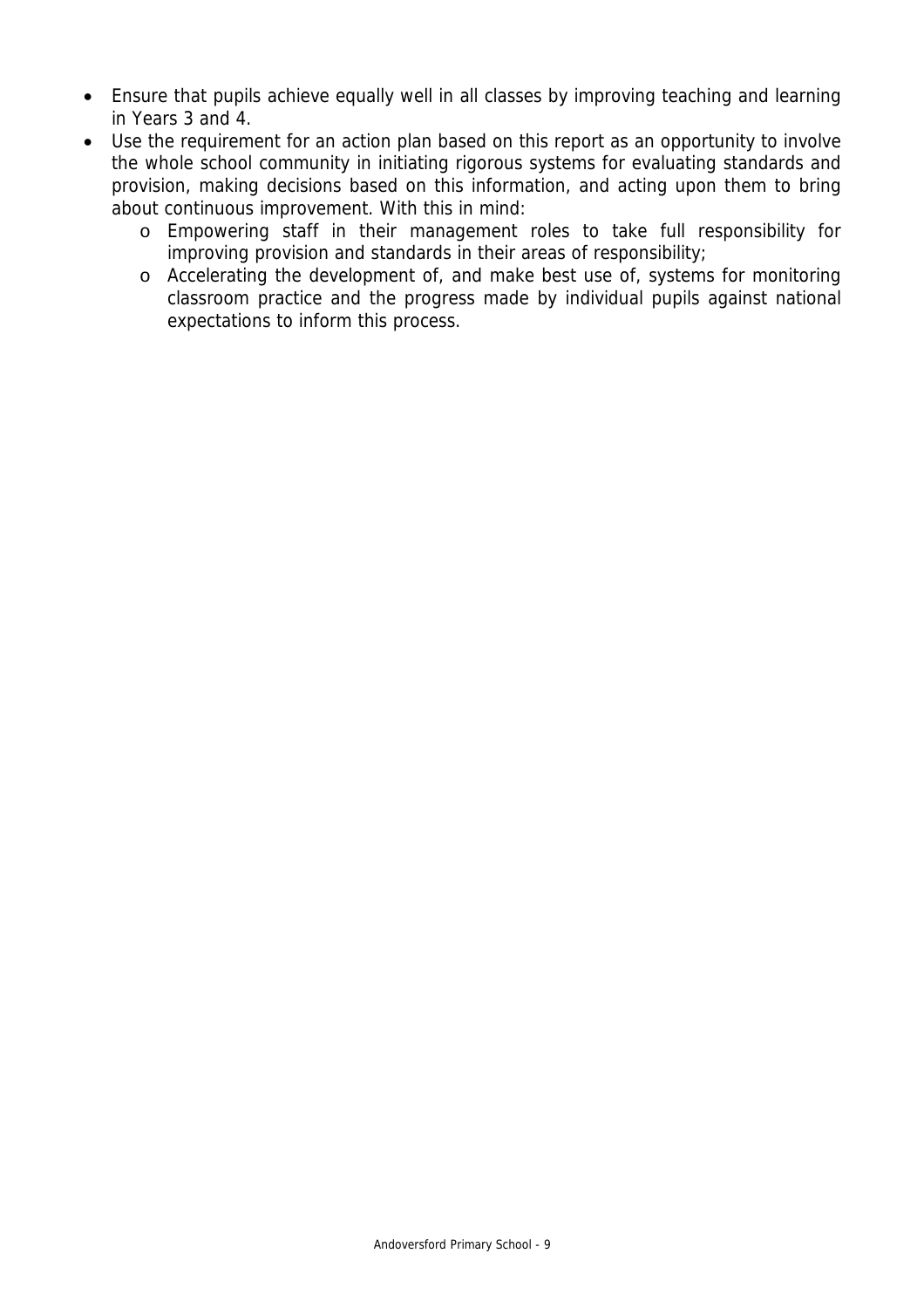- Ensure that pupils achieve equally well in all classes by improving teaching and learning in Years 3 and 4.
- Use the requirement for an action plan based on this report as an opportunity to involve the whole school community in initiating rigorous systems for evaluating standards and provision, making decisions based on this information, and acting upon them to bring about continuous improvement. With this in mind:
  - Empowering staff in their management roles to take full responsibility for improving provision and standards in their areas of responsibility;
  - Accelerating the development of, and make best use of, systems for monitoring classroom practice and the progress made by individual pupils against national expectations to inform this process.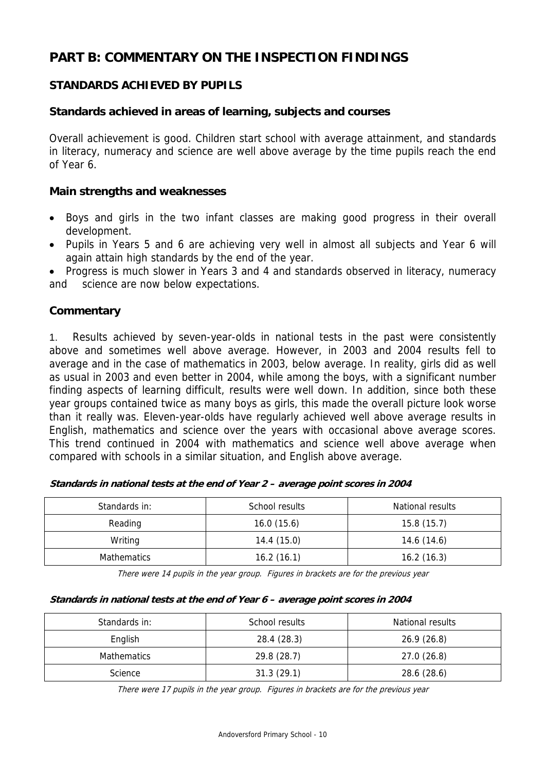# PART B: COMMENTARY ON THE INSPECTION FINDINGS

## STANDARDS ACHIEVED BY PUPILS

### Standards achieved in areas of learning, subjects and courses

Overall achievement is good. Children start school with average attainment, and standards in literacy, numeracy and science are well above average by the time pupils reach the end of Year 6.

### Main strengths and weaknesses

- Boys and girls in the two infant classes are making good progress in their overall development.
- Pupils in Years 5 and 6 are achieving very well in almost all subjects and Year 6 will again attain high standards by the end of the year.
- Progress is much slower in Years 3 and 4 and standards observed in literacy, numeracy and science are now below expectations.

### Commentary

1. Results achieved by seven-year-olds in national tests in the past were consistently above and sometimes well above average. However, in 2003 and 2004 results fell to average and in the case of mathematics in 2003, below average. In reality, girls did as well as usual in 2003 and even better in 2004, while among the boys, with a significant number finding aspects of learning difficult, results were well down. In addition, since both these year groups contained twice as many boys as girls, this made the overall picture look worse than it really was. Eleven-year-olds have regularly achieved well above average results in English, mathematics and science over the years with occasional above average scores. This trend continued in 2004 with mathematics and science well above average when compared with schools in a similar situation, and English above average.

***Standards in national tests at the end of Year 2 – average point scores in 2004***

| Standards in: | School results | National results |
|---|---|---|
| Reading | 16.0 (15.6) | 15.8 (15.7) |
| Writing | 14.4 (15.0) | 14.6 (14.6) |
| Mathematics | 16.2 (16.1) | 16.2 (16.3) |

*There were 14 pupils in the year group. Figures in brackets are for the previous year*

***Standards in national tests at the end of Year 6 – average point scores in 2004***

| Standards in: | School results | National results |
|---|---|---|
| English | 28.4 (28.3) | 26.9 (26.8) |
| Mathematics | 29.8 (28.7) | 27.0 (26.8) |
| Science | 31.3 (29.1) | 28.6 (28.6) |

*There were 17 pupils in the year group. Figures in brackets are for the previous year*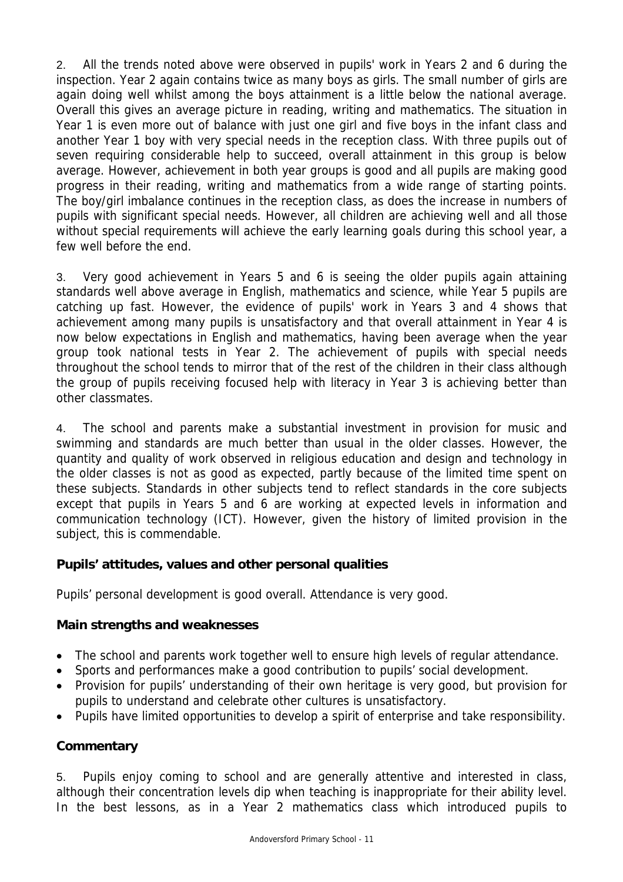2. All the trends noted above were observed in pupils' work in Years 2 and 6 during the inspection. Year 2 again contains twice as many boys as girls. The small number of girls are again doing well whilst among the boys attainment is a little below the national average. Overall this gives an average picture in reading, writing and mathematics. The situation in Year 1 is even more out of balance with just one girl and five boys in the infant class and another Year 1 boy with very special needs in the reception class. With three pupils out of seven requiring considerable help to succeed, overall attainment in this group is below average. However, achievement in both year groups is good and all pupils are making good progress in their reading, writing and mathematics from a wide range of starting points. The boy/girl imbalance continues in the reception class, as does the increase in numbers of pupils with significant special needs. However, all children are achieving well and all those without special requirements will achieve the early learning goals during this school year, a few well before the end.

3. Very good achievement in Years 5 and 6 is seeing the older pupils again attaining standards well above average in English, mathematics and science, while Year 5 pupils are catching up fast. However, the evidence of pupils' work in Years 3 and 4 shows that achievement among many pupils is unsatisfactory and that overall attainment in Year 4 is now below expectations in English and mathematics, having been average when the year group took national tests in Year 2. The achievement of pupils with special needs throughout the school tends to mirror that of the rest of the children in their class although the group of pupils receiving focused help with literacy in Year 3 is achieving better than other classmates.

4. The school and parents make a substantial investment in provision for music and swimming and standards are much better than usual in the older classes. However, the quantity and quality of work observed in religious education and design and technology in the older classes is not as good as expected, partly because of the limited time spent on these subjects. Standards in other subjects tend to reflect standards in the core subjects except that pupils in Years 5 and 6 are working at expected levels in information and communication technology (ICT). However, given the history of limited provision in the subject, this is commendable.

### Pupils' attitudes, values and other personal qualities

Pupils' personal development is good overall. Attendance is very good.

#### Main strengths and weaknesses

- The school and parents work together well to ensure high levels of regular attendance.
- Sports and performances make a good contribution to pupils' social development.
- Provision for pupils' understanding of their own heritage is very good, but provision for pupils to understand and celebrate other cultures is unsatisfactory.
- Pupils have limited opportunities to develop a spirit of enterprise and take responsibility.

#### Commentary

5. Pupils enjoy coming to school and are generally attentive and interested in class, although their concentration levels dip when teaching is inappropriate for their ability level. In the best lessons, as in a Year 2 mathematics class which introduced pupils to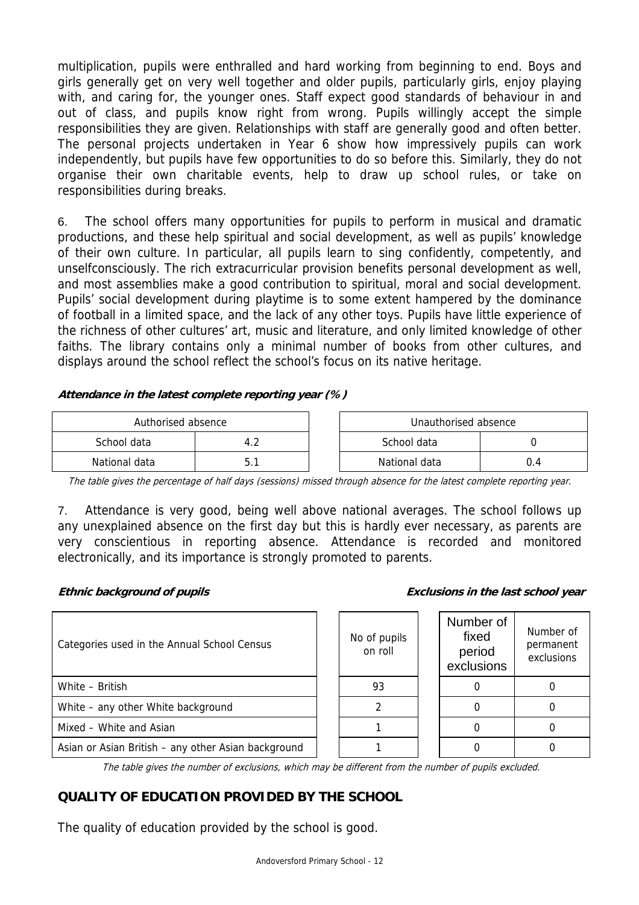multiplication, pupils were enthralled and hard working from beginning to end. Boys and girls generally get on very well together and older pupils, particularly girls, enjoy playing with, and caring for, the younger ones. Staff expect good standards of behaviour in and out of class, and pupils know right from wrong. Pupils willingly accept the simple responsibilities they are given. Relationships with staff are generally good and often better. The personal projects undertaken in Year 6 show how impressively pupils can work independently, but pupils have few opportunities to do so before this. Similarly, they do not organise their own charitable events, help to draw up school rules, or take on responsibilities during breaks.

6. The school offers many opportunities for pupils to perform in musical and dramatic productions, and these help spiritual and social development, as well as pupils' knowledge of their own culture. In particular, all pupils learn to sing confidently, competently, and unselfconsciously. The rich extracurricular provision benefits personal development as well, and most assemblies make a good contribution to spiritual, moral and social development. Pupils' social development during playtime is to some extent hampered by the dominance of football in a limited space, and the lack of any other toys. Pupils have little experience of the richness of other cultures' art, music and literature, and only limited knowledge of other faiths. The library contains only a minimal number of books from other cultures, and displays around the school reflect the school's focus on its native heritage.

***Attendance in the latest complete reporting year (%)***

| Authorised absence | |
|---|---|
| School data | 4.2 |
| National data | 5.1 |

| Unauthorised absence | |
|---|---|
| School data | 0 |
| National data | 0.4 |

*The table gives the percentage of half days (sessions) missed through absence for the latest complete reporting year.*

7. Attendance is very good, being well above national averages. The school follows up any unexplained absence on the first day but this is hardly ever necessary, as parents are very conscientious in reporting absence. Attendance is recorded and monitored electronically, and its importance is strongly promoted to parents.

***Ethnic background of pupils*** ***Exclusions in the last school year***

| Categories used in the Annual School Census | No of pupils on roll | Number of fixed period exclusions | Number of permanent exclusions |
|---|---|---|---|
| White – British | 93 | 0 | 0 |
| White – any other White background | 2 | 0 | 0 |
| Mixed – White and Asian | 1 | 0 | 0 |
| Asian or Asian British – any other Asian background | 1 | 0 | 0 |

*The table gives the number of exclusions, which may be different from the number of pupils excluded.*

## QUALITY OF EDUCATION PROVIDED BY THE SCHOOL

The quality of education provided by the school is good.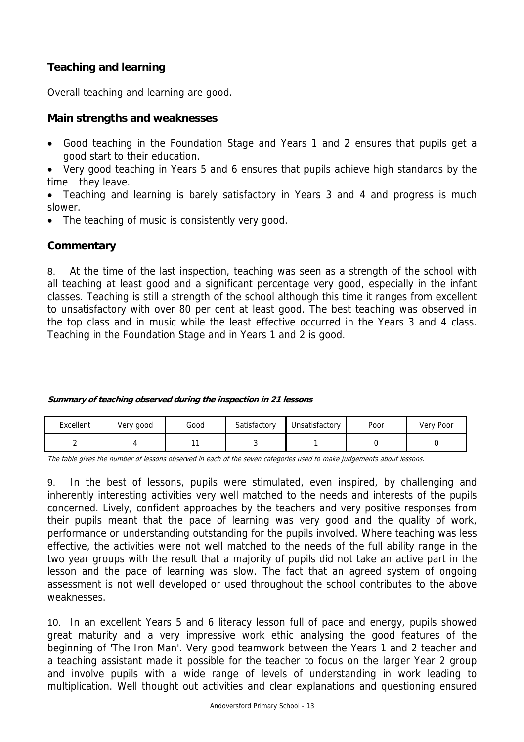## Teaching and learning

Overall teaching and learning are good.

### Main strengths and weaknesses

- Good teaching in the Foundation Stage and Years 1 and 2 ensures that pupils get a good start to their education.
- Very good teaching in Years 5 and 6 ensures that pupils achieve high standards by the time they leave.
- Teaching and learning is barely satisfactory in Years 3 and 4 and progress is much slower.
- The teaching of music is consistently very good.

### Commentary

8. At the time of the last inspection, teaching was seen as a strength of the school with all teaching at least good and a significant percentage very good, especially in the infant classes. Teaching is still a strength of the school although this time it ranges from excellent to unsatisfactory with over 80 per cent at least good. The best teaching was observed in the top class and in music while the least effective occurred in the Years 3 and 4 class. Teaching in the Foundation Stage and in Years 1 and 2 is good.

***Summary of teaching observed during the inspection in 21 lessons***

| Excellent | Very good | Good | Satisfactory | Unsatisfactory | Poor | Very Poor |
|---|---|---|---|---|---|---|
| 2 | 4 | 11 | 3 | 1 | 0 | 0 |

*The table gives the number of lessons observed in each of the seven categories used to make judgements about lessons.*

9. In the best of lessons, pupils were stimulated, even inspired, by challenging and inherently interesting activities very well matched to the needs and interests of the pupils concerned. Lively, confident approaches by the teachers and very positive responses from their pupils meant that the pace of learning was very good and the quality of work, performance or understanding outstanding for the pupils involved. Where teaching was less effective, the activities were not well matched to the needs of the full ability range in the two year groups with the result that a majority of pupils did not take an active part in the lesson and the pace of learning was slow. The fact that an agreed system of ongoing assessment is not well developed or used throughout the school contributes to the above weaknesses.

10. In an excellent Years 5 and 6 literacy lesson full of pace and energy, pupils showed great maturity and a very impressive work ethic analysing the good features of the beginning of 'The Iron Man'. Very good teamwork between the Years 1 and 2 teacher and a teaching assistant made it possible for the teacher to focus on the larger Year 2 group and involve pupils with a wide range of levels of understanding in work leading to multiplication. Well thought out activities and clear explanations and questioning ensured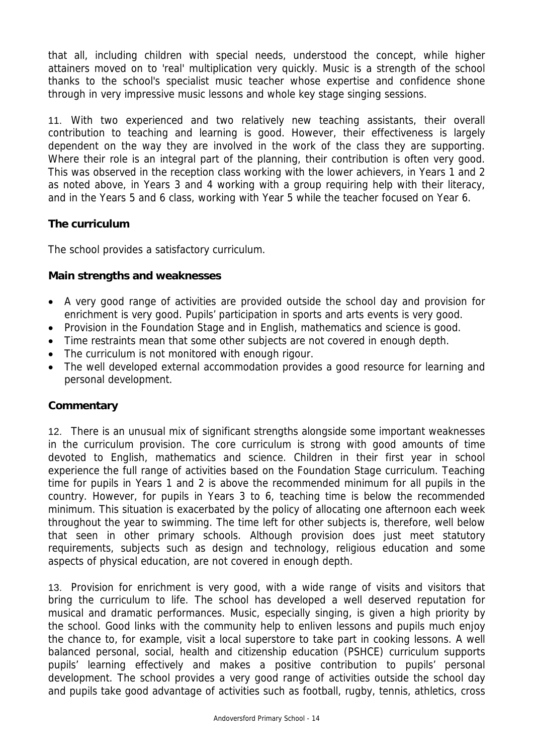that all, including children with special needs, understood the concept, while higher attainers moved on to 'real' multiplication very quickly. Music is a strength of the school thanks to the school's specialist music teacher whose expertise and confidence shone through in very impressive music lessons and whole key stage singing sessions.

11. With two experienced and two relatively new teaching assistants, their overall contribution to teaching and learning is good. However, their effectiveness is largely dependent on the way they are involved in the work of the class they are supporting. Where their role is an integral part of the planning, their contribution is often very good. This was observed in the reception class working with the lower achievers, in Years 1 and 2 as noted above, in Years 3 and 4 working with a group requiring help with their literacy, and in the Years 5 and 6 class, working with Year 5 while the teacher focused on Year 6.

## The curriculum

The school provides a satisfactory curriculum.

### Main strengths and weaknesses

- A very good range of activities are provided outside the school day and provision for enrichment is very good. Pupils' participation in sports and arts events is very good.
- Provision in the Foundation Stage and in English, mathematics and science is good.
- Time restraints mean that some other subjects are not covered in enough depth.
- The curriculum is not monitored with enough rigour.
- The well developed external accommodation provides a good resource for learning and personal development.

### Commentary

12. There is an unusual mix of significant strengths alongside some important weaknesses in the curriculum provision. The core curriculum is strong with good amounts of time devoted to English, mathematics and science. Children in their first year in school experience the full range of activities based on the Foundation Stage curriculum. Teaching time for pupils in Years 1 and 2 is above the recommended minimum for all pupils in the country. However, for pupils in Years 3 to 6, teaching time is below the recommended minimum. This situation is exacerbated by the policy of allocating one afternoon each week throughout the year to swimming. The time left for other subjects is, therefore, well below that seen in other primary schools. Although provision does just meet statutory requirements, subjects such as design and technology, religious education and some aspects of physical education, are not covered in enough depth.

13. Provision for enrichment is very good, with a wide range of visits and visitors that bring the curriculum to life. The school has developed a well deserved reputation for musical and dramatic performances. Music, especially singing, is given a high priority by the school. Good links with the community help to enliven lessons and pupils much enjoy the chance to, for example, visit a local superstore to take part in cooking lessons. A well balanced personal, social, health and citizenship education (PSHCE) curriculum supports pupils' learning effectively and makes a positive contribution to pupils' personal development. The school provides a very good range of activities outside the school day and pupils take good advantage of activities such as football, rugby, tennis, athletics, cross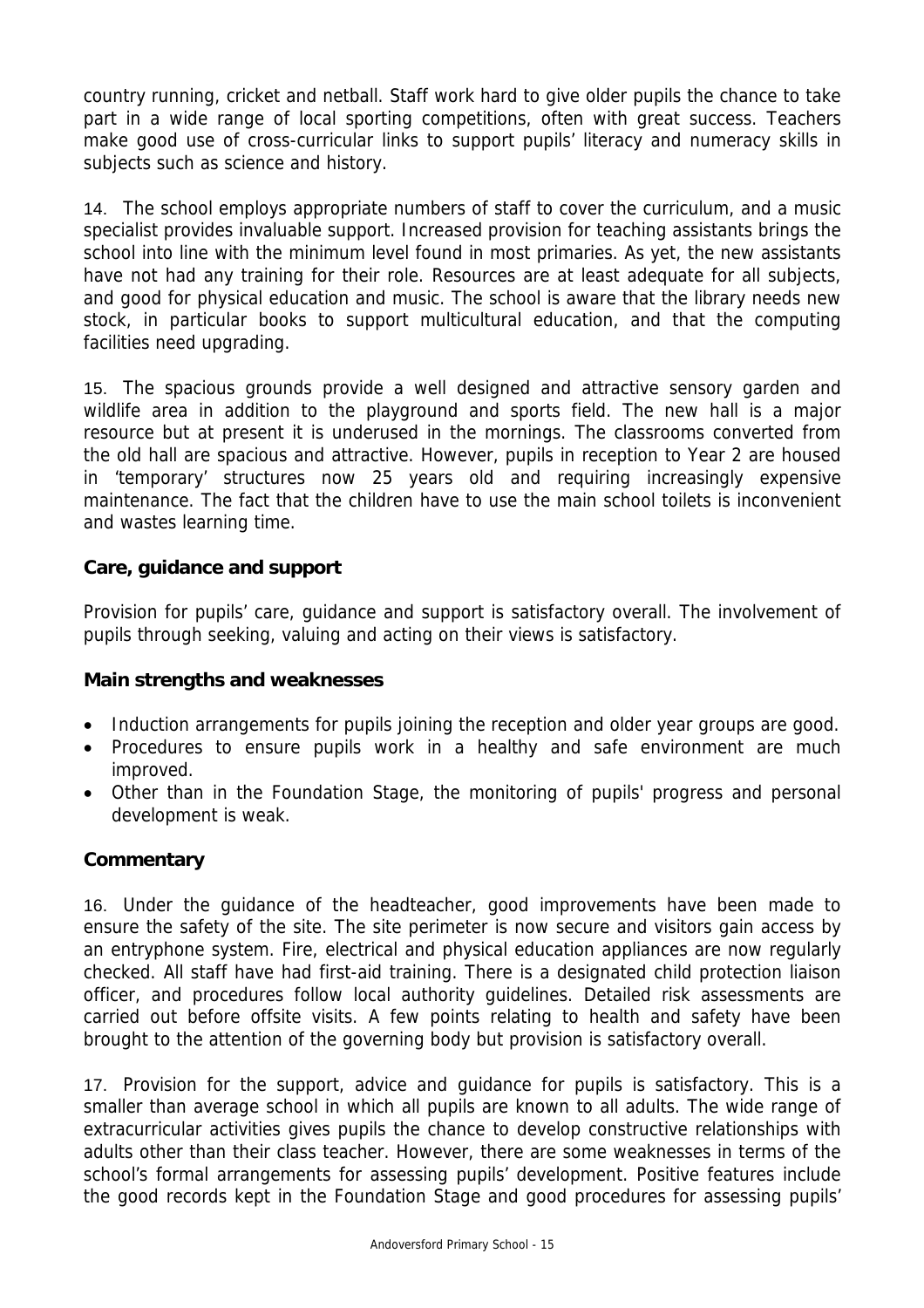country running, cricket and netball. Staff work hard to give older pupils the chance to take part in a wide range of local sporting competitions, often with great success. Teachers make good use of cross-curricular links to support pupils' literacy and numeracy skills in subjects such as science and history.

14. The school employs appropriate numbers of staff to cover the curriculum, and a music specialist provides invaluable support. Increased provision for teaching assistants brings the school into line with the minimum level found in most primaries. As yet, the new assistants have not had any training for their role. Resources are at least adequate for all subjects, and good for physical education and music. The school is aware that the library needs new stock, in particular books to support multicultural education, and that the computing facilities need upgrading.

15. The spacious grounds provide a well designed and attractive sensory garden and wildlife area in addition to the playground and sports field. The new hall is a major resource but at present it is underused in the mornings. The classrooms converted from the old hall are spacious and attractive. However, pupils in reception to Year 2 are housed in 'temporary' structures now 25 years old and requiring increasingly expensive maintenance. The fact that the children have to use the main school toilets is inconvenient and wastes learning time.

### Care, guidance and support

Provision for pupils' care, guidance and support is satisfactory overall. The involvement of pupils through seeking, valuing and acting on their views is satisfactory.

#### Main strengths and weaknesses

- Induction arrangements for pupils joining the reception and older year groups are good.
- Procedures to ensure pupils work in a healthy and safe environment are much improved.
- Other than in the Foundation Stage, the monitoring of pupils' progress and personal development is weak.

#### Commentary

16. Under the guidance of the headteacher, good improvements have been made to ensure the safety of the site. The site perimeter is now secure and visitors gain access by an entryphone system. Fire, electrical and physical education appliances are now regularly checked. All staff have had first-aid training. There is a designated child protection liaison officer, and procedures follow local authority guidelines. Detailed risk assessments are carried out before offsite visits. A few points relating to health and safety have been brought to the attention of the governing body but provision is satisfactory overall.

17. Provision for the support, advice and guidance for pupils is satisfactory. This is a smaller than average school in which all pupils are known to all adults. The wide range of extracurricular activities gives pupils the chance to develop constructive relationships with adults other than their class teacher. However, there are some weaknesses in terms of the school's formal arrangements for assessing pupils' development. Positive features include the good records kept in the Foundation Stage and good procedures for assessing pupils'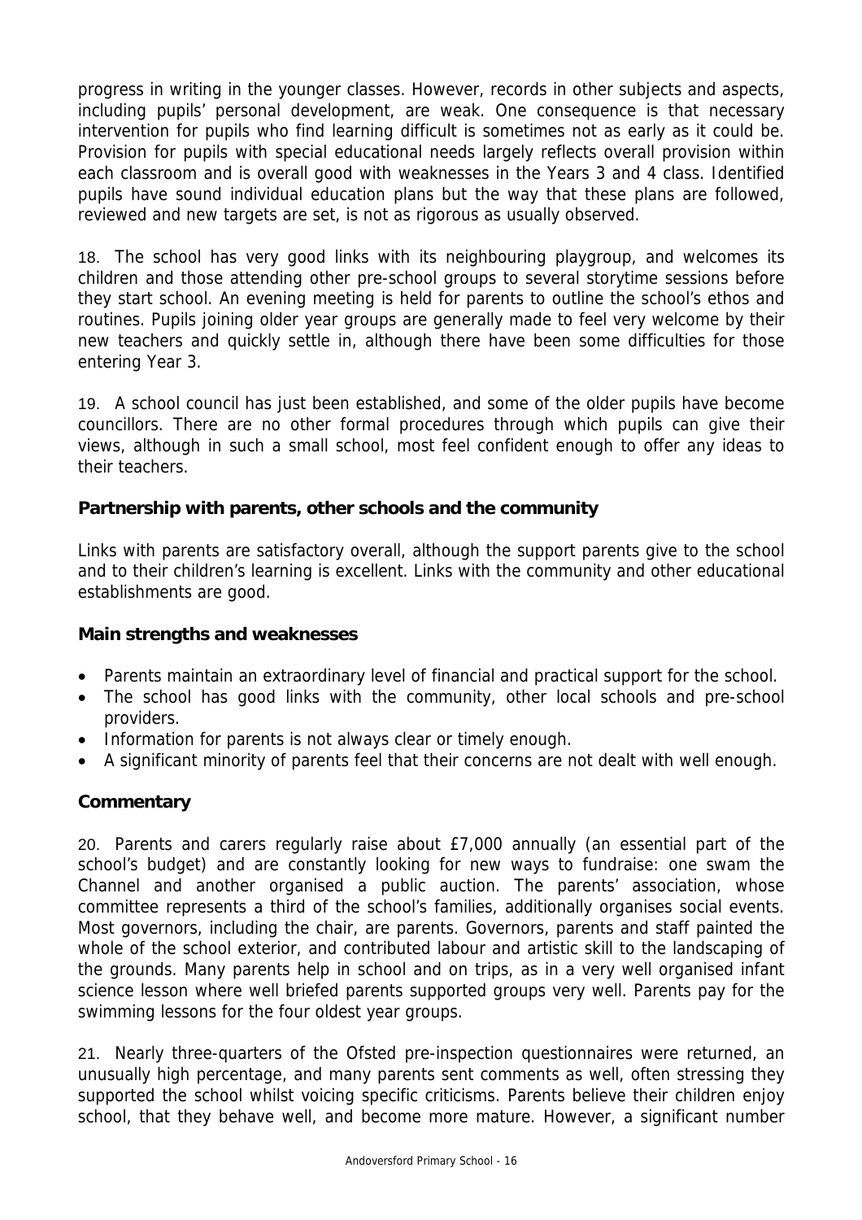progress in writing in the younger classes. However, records in other subjects and aspects, including pupils' personal development, are weak. One consequence is that necessary intervention for pupils who find learning difficult is sometimes not as early as it could be. Provision for pupils with special educational needs largely reflects overall provision within each classroom and is overall good with weaknesses in the Years 3 and 4 class. Identified pupils have sound individual education plans but the way that these plans are followed, reviewed and new targets are set, is not as rigorous as usually observed.

18. The school has very good links with its neighbouring playgroup, and welcomes its children and those attending other pre-school groups to several storytime sessions before they start school. An evening meeting is held for parents to outline the school's ethos and routines. Pupils joining older year groups are generally made to feel very welcome by their new teachers and quickly settle in, although there have been some difficulties for those entering Year 3.

19. A school council has just been established, and some of the older pupils have become councillors. There are no other formal procedures through which pupils can give their views, although in such a small school, most feel confident enough to offer any ideas to their teachers.

## Partnership with parents, other schools and the community

Links with parents are satisfactory overall, although the support parents give to the school and to their children's learning is excellent. Links with the community and other educational establishments are good.

### Main strengths and weaknesses

- Parents maintain an extraordinary level of financial and practical support for the school.
- The school has good links with the community, other local schools and pre-school providers.
- Information for parents is not always clear or timely enough.
- A significant minority of parents feel that their concerns are not dealt with well enough.

### Commentary

20. Parents and carers regularly raise about £7,000 annually (an essential part of the school's budget) and are constantly looking for new ways to fundraise: one swam the Channel and another organised a public auction. The parents' association, whose committee represents a third of the school's families, additionally organises social events. Most governors, including the chair, are parents. Governors, parents and staff painted the whole of the school exterior, and contributed labour and artistic skill to the landscaping of the grounds. Many parents help in school and on trips, as in a very well organised infant science lesson where well briefed parents supported groups very well. Parents pay for the swimming lessons for the four oldest year groups.

21. Nearly three-quarters of the Ofsted pre-inspection questionnaires were returned, an unusually high percentage, and many parents sent comments as well, often stressing they supported the school whilst voicing specific criticisms. Parents believe their children enjoy school, that they behave well, and become more mature. However, a significant number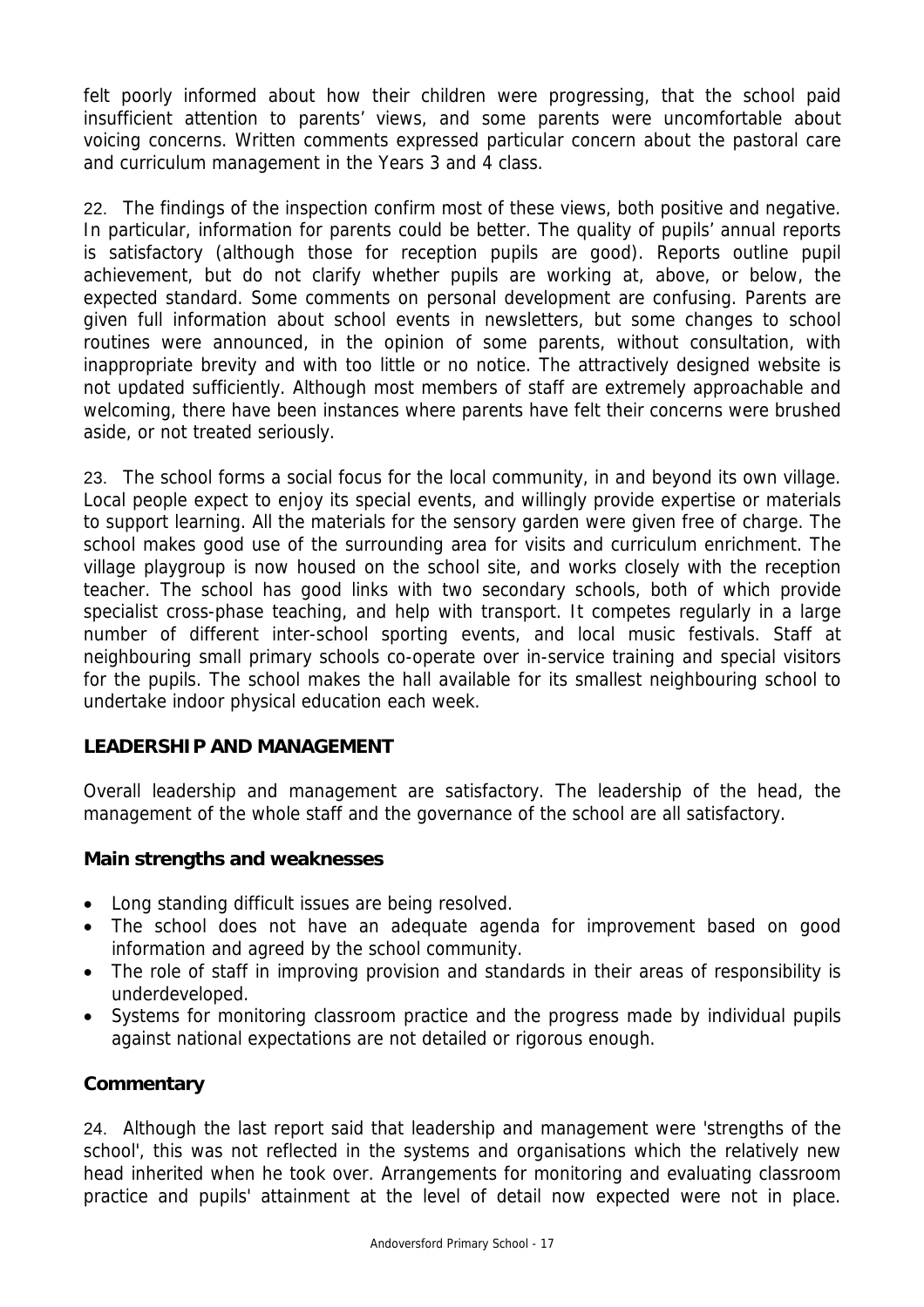felt poorly informed about how their children were progressing, that the school paid insufficient attention to parents' views, and some parents were uncomfortable about voicing concerns. Written comments expressed particular concern about the pastoral care and curriculum management in the Years 3 and 4 class.

22. The findings of the inspection confirm most of these views, both positive and negative. In particular, information for parents could be better. The quality of pupils' annual reports is satisfactory (although those for reception pupils are good). Reports outline pupil achievement, but do not clarify whether pupils are working at, above, or below, the expected standard. Some comments on personal development are confusing. Parents are given full information about school events in newsletters, but some changes to school routines were announced, in the opinion of some parents, without consultation, with inappropriate brevity and with too little or no notice. The attractively designed website is not updated sufficiently. Although most members of staff are extremely approachable and welcoming, there have been instances where parents have felt their concerns were brushed aside, or not treated seriously.

23. The school forms a social focus for the local community, in and beyond its own village. Local people expect to enjoy its special events, and willingly provide expertise or materials to support learning. All the materials for the sensory garden were given free of charge. The school makes good use of the surrounding area for visits and curriculum enrichment. The village playgroup is now housed on the school site, and works closely with the reception teacher. The school has good links with two secondary schools, both of which provide specialist cross-phase teaching, and help with transport. It competes regularly in a large number of different inter-school sporting events, and local music festivals. Staff at neighbouring small primary schools co-operate over in-service training and special visitors for the pupils. The school makes the hall available for its smallest neighbouring school to undertake indoor physical education each week.

## LEADERSHIP AND MANAGEMENT

Overall leadership and management are satisfactory. The leadership of the head, the management of the whole staff and the governance of the school are all satisfactory.

### Main strengths and weaknesses

- Long standing difficult issues are being resolved.
- The school does not have an adequate agenda for improvement based on good information and agreed by the school community.
- The role of staff in improving provision and standards in their areas of responsibility is underdeveloped.
- Systems for monitoring classroom practice and the progress made by individual pupils against national expectations are not detailed or rigorous enough.

### Commentary

24. Although the last report said that leadership and management were 'strengths of the school', this was not reflected in the systems and organisations which the relatively new head inherited when he took over. Arrangements for monitoring and evaluating classroom practice and pupils' attainment at the level of detail now expected were not in place.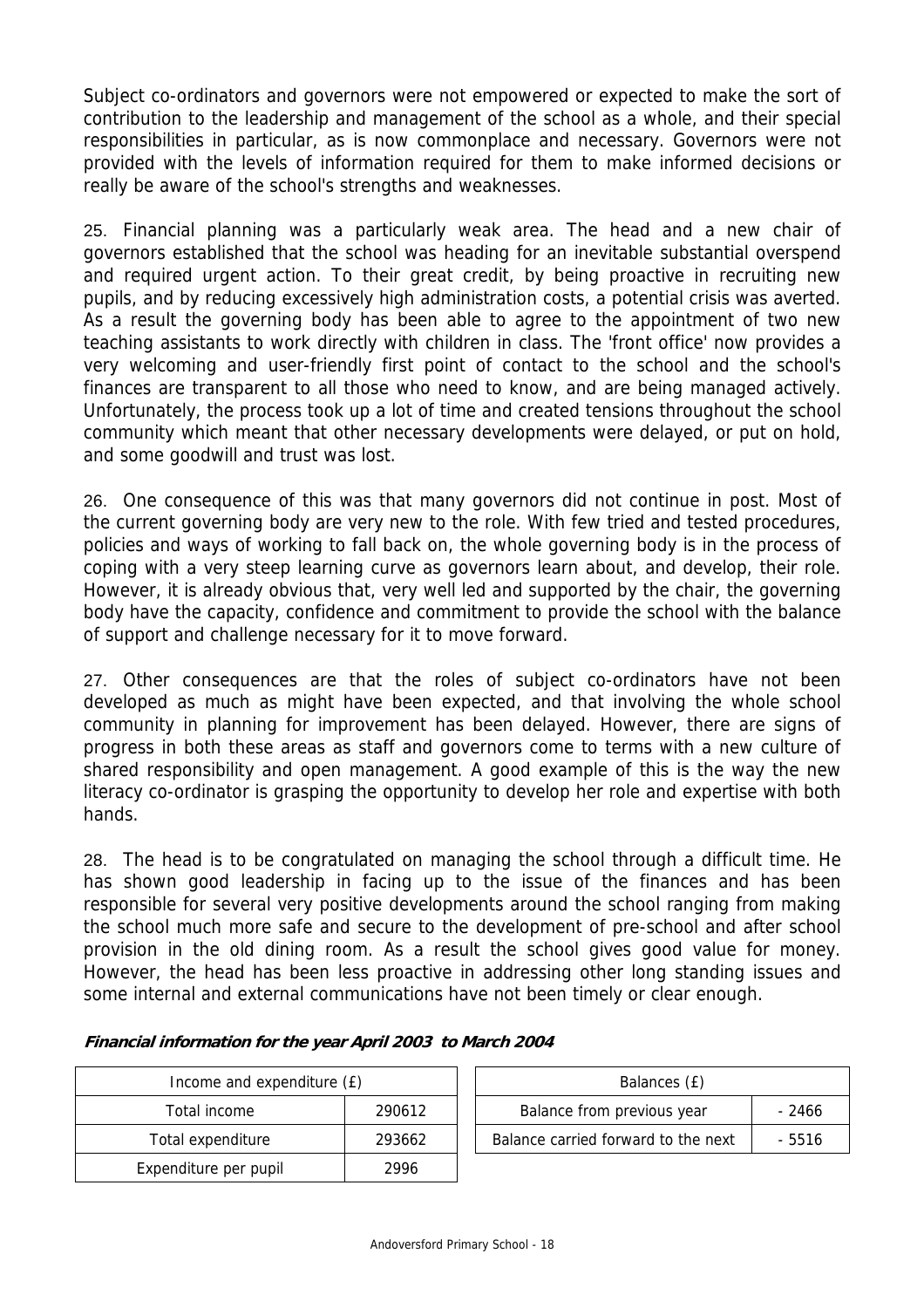Subject co-ordinators and governors were not empowered or expected to make the sort of contribution to the leadership and management of the school as a whole, and their special responsibilities in particular, as is now commonplace and necessary. Governors were not provided with the levels of information required for them to make informed decisions or really be aware of the school's strengths and weaknesses.

25. Financial planning was a particularly weak area. The head and a new chair of governors established that the school was heading for an inevitable substantial overspend and required urgent action. To their great credit, by being proactive in recruiting new pupils, and by reducing excessively high administration costs, a potential crisis was averted. As a result the governing body has been able to agree to the appointment of two new teaching assistants to work directly with children in class. The 'front office' now provides a very welcoming and user-friendly first point of contact to the school and the school's finances are transparent to all those who need to know, and are being managed actively. Unfortunately, the process took up a lot of time and created tensions throughout the school community which meant that other necessary developments were delayed, or put on hold, and some goodwill and trust was lost.

26. One consequence of this was that many governors did not continue in post. Most of the current governing body are very new to the role. With few tried and tested procedures, policies and ways of working to fall back on, the whole governing body is in the process of coping with a very steep learning curve as governors learn about, and develop, their role. However, it is already obvious that, very well led and supported by the chair, the governing body have the capacity, confidence and commitment to provide the school with the balance of support and challenge necessary for it to move forward.

27. Other consequences are that the roles of subject co-ordinators have not been developed as much as might have been expected, and that involving the whole school community in planning for improvement has been delayed. However, there are signs of progress in both these areas as staff and governors come to terms with a new culture of shared responsibility and open management. A good example of this is the way the new literacy co-ordinator is grasping the opportunity to develop her role and expertise with both hands.

28. The head is to be congratulated on managing the school through a difficult time. He has shown good leadership in facing up to the issue of the finances and has been responsible for several very positive developments around the school ranging from making the school much more safe and secure to the development of pre-school and after school provision in the old dining room. As a result the school gives good value for money. However, the head has been less proactive in addressing other long standing issues and some internal and external communications have not been timely or clear enough.

***Financial information for the year April 2003 to March 2004***

| Income and expenditure (£) | |
|---|---|
| Total income | 290612 |
| Total expenditure | 293662 |
| Expenditure per pupil | 2996 |

| Balances (£) | |
|---|---|
| Balance from previous year | - 2466 |
| Balance carried forward to the next | - 5516 |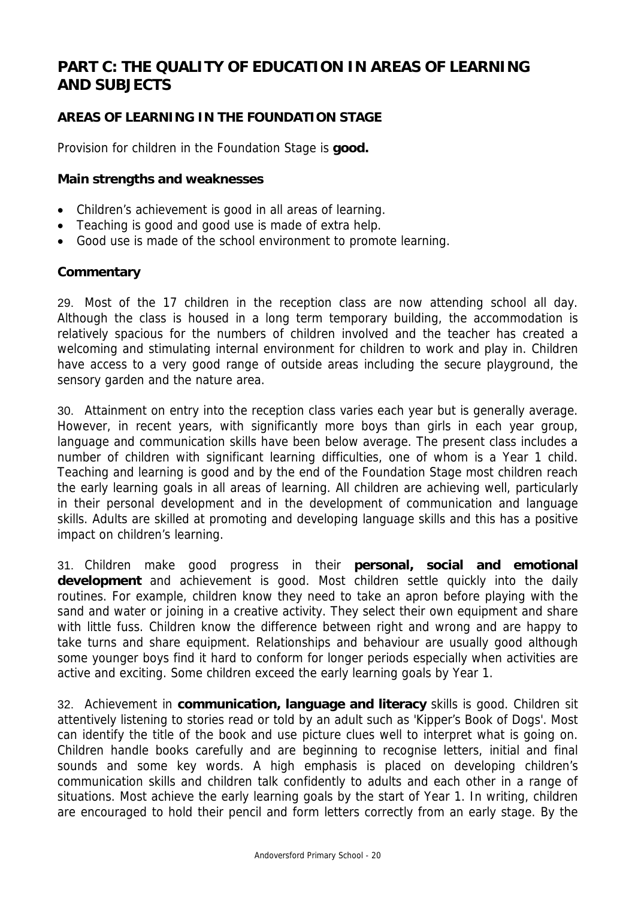# PART C: THE QUALITY OF EDUCATION IN AREAS OF LEARNING AND SUBJECTS

## AREAS OF LEARNING IN THE FOUNDATION STAGE

Provision for children in the Foundation Stage is **good.**

### Main strengths and weaknesses

- Children's achievement is good in all areas of learning.
- Teaching is good and good use is made of extra help.
- Good use is made of the school environment to promote learning.

### Commentary

29. Most of the 17 children in the reception class are now attending school all day. Although the class is housed in a long term temporary building, the accommodation is relatively spacious for the numbers of children involved and the teacher has created a welcoming and stimulating internal environment for children to work and play in. Children have access to a very good range of outside areas including the secure playground, the sensory garden and the nature area.

30. Attainment on entry into the reception class varies each year but is generally average. However, in recent years, with significantly more boys than girls in each year group, language and communication skills have been below average. The present class includes a number of children with significant learning difficulties, one of whom is a Year 1 child. Teaching and learning is good and by the end of the Foundation Stage most children reach the early learning goals in all areas of learning. All children are achieving well, particularly in their personal development and in the development of communication and language skills. Adults are skilled at promoting and developing language skills and this has a positive impact on children's learning.

31. Children make good progress in their **personal, social and emotional development** and achievement is good. Most children settle quickly into the daily routines. For example, children know they need to take an apron before playing with the sand and water or joining in a creative activity. They select their own equipment and share with little fuss. Children know the difference between right and wrong and are happy to take turns and share equipment. Relationships and behaviour are usually good although some younger boys find it hard to conform for longer periods especially when activities are active and exciting. Some children exceed the early learning goals by Year 1.

32. Achievement in **communication, language and literacy** skills is good. Children sit attentively listening to stories read or told by an adult such as 'Kipper's Book of Dogs'. Most can identify the title of the book and use picture clues well to interpret what is going on. Children handle books carefully and are beginning to recognise letters, initial and final sounds and some key words. A high emphasis is placed on developing children's communication skills and children talk confidently to adults and each other in a range of situations. Most achieve the early learning goals by the start of Year 1. In writing, children are encouraged to hold their pencil and form letters correctly from an early stage. By the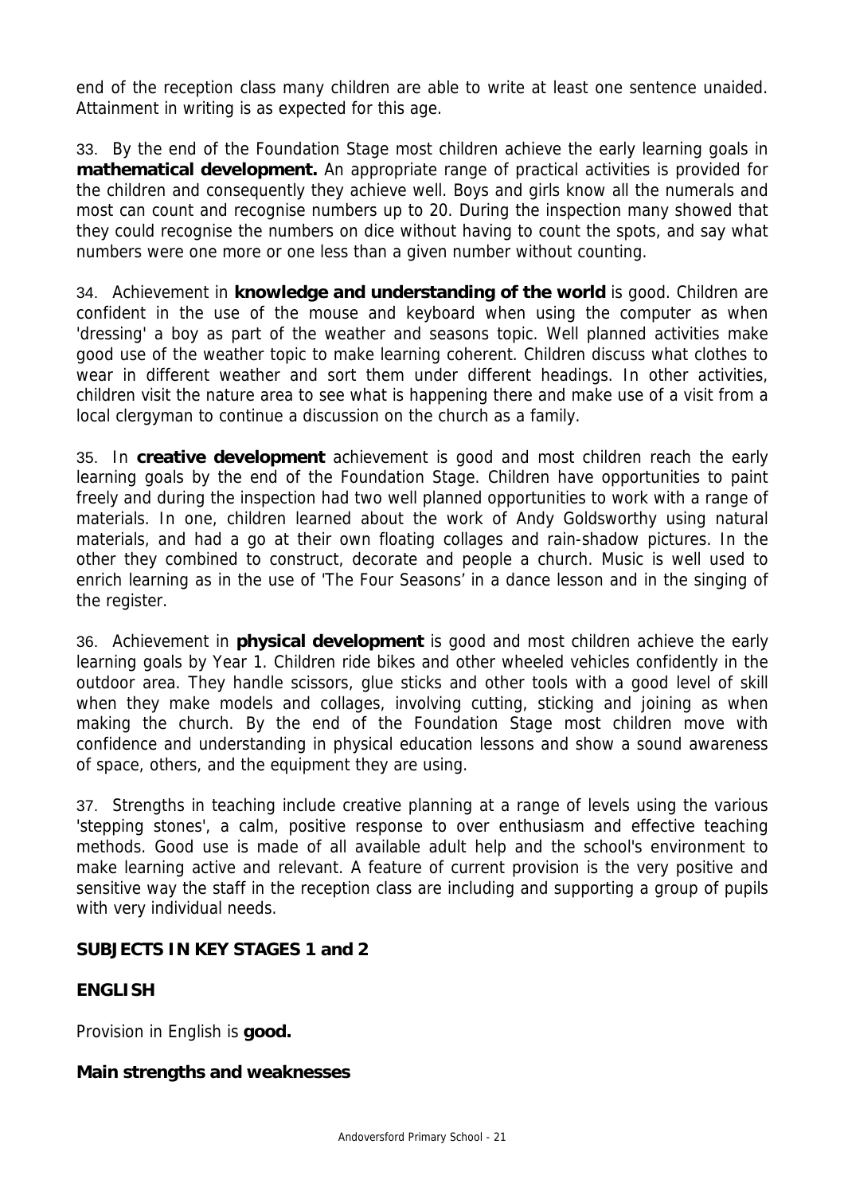end of the reception class many children are able to write at least one sentence unaided. Attainment in writing is as expected for this age.

33. By the end of the Foundation Stage most children achieve the early learning goals in **mathematical development.** An appropriate range of practical activities is provided for the children and consequently they achieve well. Boys and girls know all the numerals and most can count and recognise numbers up to 20. During the inspection many showed that they could recognise the numbers on dice without having to count the spots, and say what numbers were one more or one less than a given number without counting.

34. Achievement in **knowledge and understanding of the world** is good. Children are confident in the use of the mouse and keyboard when using the computer as when 'dressing' a boy as part of the weather and seasons topic. Well planned activities make good use of the weather topic to make learning coherent. Children discuss what clothes to wear in different weather and sort them under different headings. In other activities, children visit the nature area to see what is happening there and make use of a visit from a local clergyman to continue a discussion on the church as a family.

35. In **creative development** achievement is good and most children reach the early learning goals by the end of the Foundation Stage. Children have opportunities to paint freely and during the inspection had two well planned opportunities to work with a range of materials. In one, children learned about the work of Andy Goldsworthy using natural materials, and had a go at their own floating collages and rain-shadow pictures. In the other they combined to construct, decorate and people a church. Music is well used to enrich learning as in the use of 'The Four Seasons' in a dance lesson and in the singing of the register.

36. Achievement in **physical development** is good and most children achieve the early learning goals by Year 1. Children ride bikes and other wheeled vehicles confidently in the outdoor area. They handle scissors, glue sticks and other tools with a good level of skill when they make models and collages, involving cutting, sticking and joining as when making the church. By the end of the Foundation Stage most children move with confidence and understanding in physical education lessons and show a sound awareness of space, others, and the equipment they are using.

37. Strengths in teaching include creative planning at a range of levels using the various 'stepping stones', a calm, positive response to over enthusiasm and effective teaching methods. Good use is made of all available adult help and the school's environment to make learning active and relevant. A feature of current provision is the very positive and sensitive way the staff in the reception class are including and supporting a group of pupils with very individual needs.

## SUBJECTS IN KEY STAGES 1 and 2

### ENGLISH

Provision in English is **good.**

#### Main strengths and weaknesses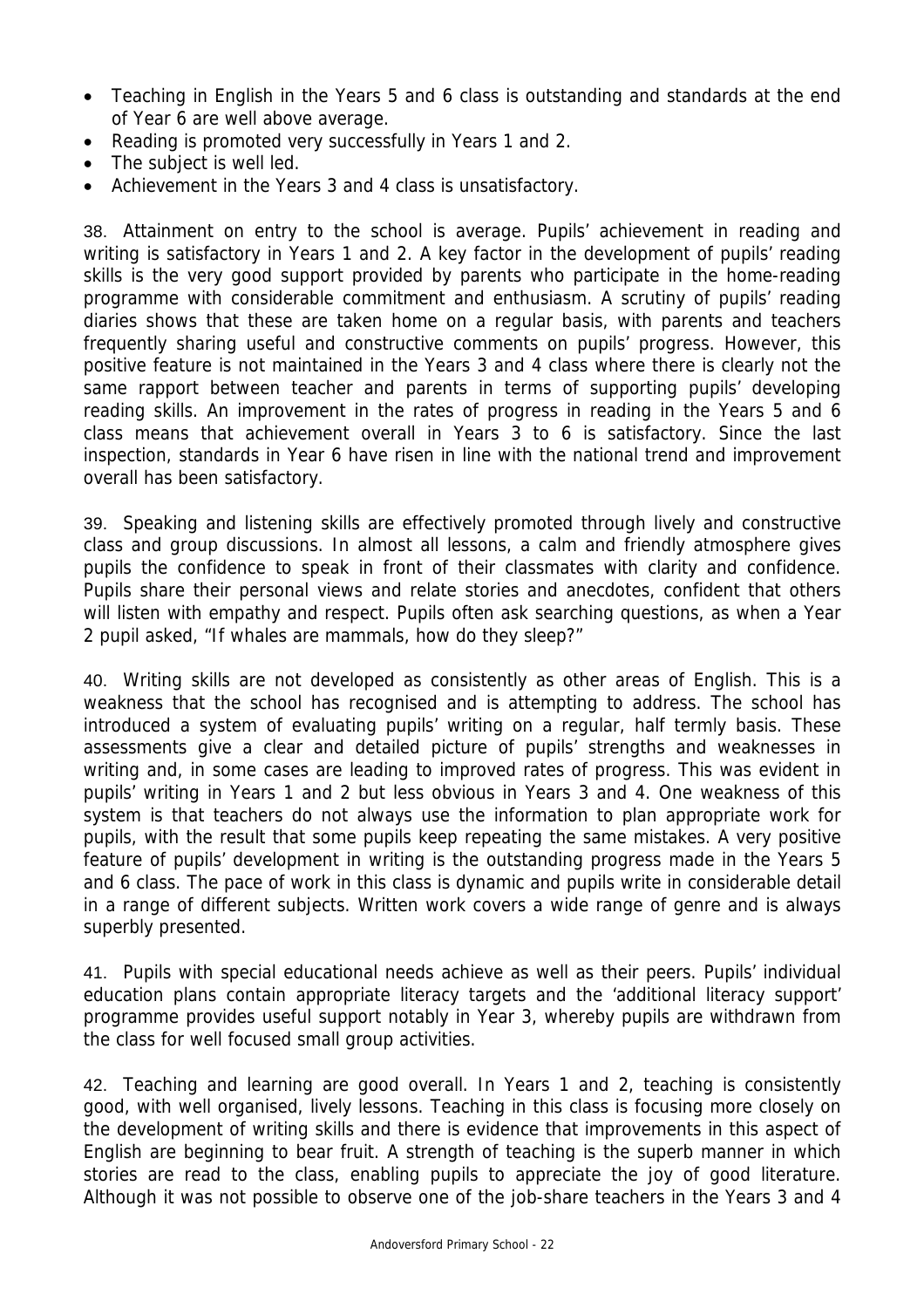- Teaching in English in the Years 5 and 6 class is outstanding and standards at the end of Year 6 are well above average.
- Reading is promoted very successfully in Years 1 and 2.
- The subject is well led.
- Achievement in the Years 3 and 4 class is unsatisfactory.

38. Attainment on entry to the school is average. Pupils' achievement in reading and writing is satisfactory in Years 1 and 2. A key factor in the development of pupils' reading skills is the very good support provided by parents who participate in the home-reading programme with considerable commitment and enthusiasm. A scrutiny of pupils' reading diaries shows that these are taken home on a regular basis, with parents and teachers frequently sharing useful and constructive comments on pupils' progress. However, this positive feature is not maintained in the Years 3 and 4 class where there is clearly not the same rapport between teacher and parents in terms of supporting pupils' developing reading skills. An improvement in the rates of progress in reading in the Years 5 and 6 class means that achievement overall in Years 3 to 6 is satisfactory. Since the last inspection, standards in Year 6 have risen in line with the national trend and improvement overall has been satisfactory.

39. Speaking and listening skills are effectively promoted through lively and constructive class and group discussions. In almost all lessons, a calm and friendly atmosphere gives pupils the confidence to speak in front of their classmates with clarity and confidence. Pupils share their personal views and relate stories and anecdotes, confident that others will listen with empathy and respect. Pupils often ask searching questions, as when a Year 2 pupil asked, "If whales are mammals, how do they sleep?"

40. Writing skills are not developed as consistently as other areas of English. This is a weakness that the school has recognised and is attempting to address. The school has introduced a system of evaluating pupils' writing on a regular, half termly basis. These assessments give a clear and detailed picture of pupils' strengths and weaknesses in writing and, in some cases are leading to improved rates of progress. This was evident in pupils' writing in Years 1 and 2 but less obvious in Years 3 and 4. One weakness of this system is that teachers do not always use the information to plan appropriate work for pupils, with the result that some pupils keep repeating the same mistakes. A very positive feature of pupils' development in writing is the outstanding progress made in the Years 5 and 6 class. The pace of work in this class is dynamic and pupils write in considerable detail in a range of different subjects. Written work covers a wide range of genre and is always superbly presented.

41. Pupils with special educational needs achieve as well as their peers. Pupils' individual education plans contain appropriate literacy targets and the 'additional literacy support' programme provides useful support notably in Year 3, whereby pupils are withdrawn from the class for well focused small group activities.

42. Teaching and learning are good overall. In Years 1 and 2, teaching is consistently good, with well organised, lively lessons. Teaching in this class is focusing more closely on the development of writing skills and there is evidence that improvements in this aspect of English are beginning to bear fruit. A strength of teaching is the superb manner in which stories are read to the class, enabling pupils to appreciate the joy of good literature. Although it was not possible to observe one of the job-share teachers in the Years 3 and 4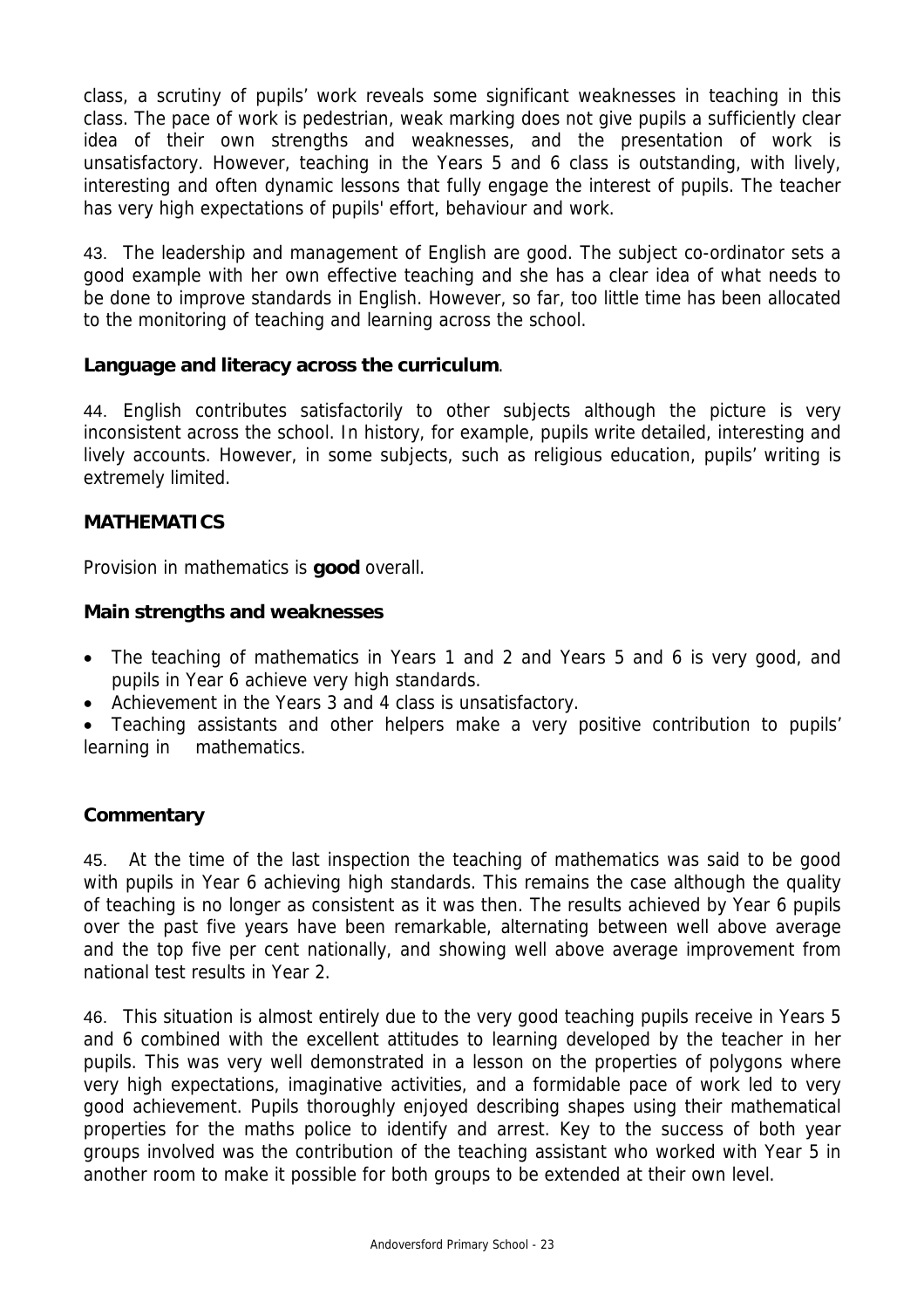class, a scrutiny of pupils' work reveals some significant weaknesses in teaching in this class. The pace of work is pedestrian, weak marking does not give pupils a sufficiently clear idea of their own strengths and weaknesses, and the presentation of work is unsatisfactory. However, teaching in the Years 5 and 6 class is outstanding, with lively, interesting and often dynamic lessons that fully engage the interest of pupils. The teacher has very high expectations of pupils' effort, behaviour and work.

43. The leadership and management of English are good. The subject co-ordinator sets a good example with her own effective teaching and she has a clear idea of what needs to be done to improve standards in English. However, so far, too little time has been allocated to the monitoring of teaching and learning across the school.

**Language and literacy across the curriculum**.

44. English contributes satisfactorily to other subjects although the picture is very inconsistent across the school. In history, for example, pupils write detailed, interesting and lively accounts. However, in some subjects, such as religious education, pupils' writing is extremely limited.

## MATHEMATICS

Provision in mathematics is **good** overall.

### Main strengths and weaknesses

- The teaching of mathematics in Years 1 and 2 and Years 5 and 6 is very good, and pupils in Year 6 achieve very high standards.
- Achievement in the Years 3 and 4 class is unsatisfactory.
- Teaching assistants and other helpers make a very positive contribution to pupils' learning in mathematics.

### Commentary

45. At the time of the last inspection the teaching of mathematics was said to be good with pupils in Year 6 achieving high standards. This remains the case although the quality of teaching is no longer as consistent as it was then. The results achieved by Year 6 pupils over the past five years have been remarkable, alternating between well above average and the top five per cent nationally, and showing well above average improvement from national test results in Year 2.

46. This situation is almost entirely due to the very good teaching pupils receive in Years 5 and 6 combined with the excellent attitudes to learning developed by the teacher in her pupils. This was very well demonstrated in a lesson on the properties of polygons where very high expectations, imaginative activities, and a formidable pace of work led to very good achievement. Pupils thoroughly enjoyed describing shapes using their mathematical properties for the maths police to identify and arrest. Key to the success of both year groups involved was the contribution of the teaching assistant who worked with Year 5 in another room to make it possible for both groups to be extended at their own level.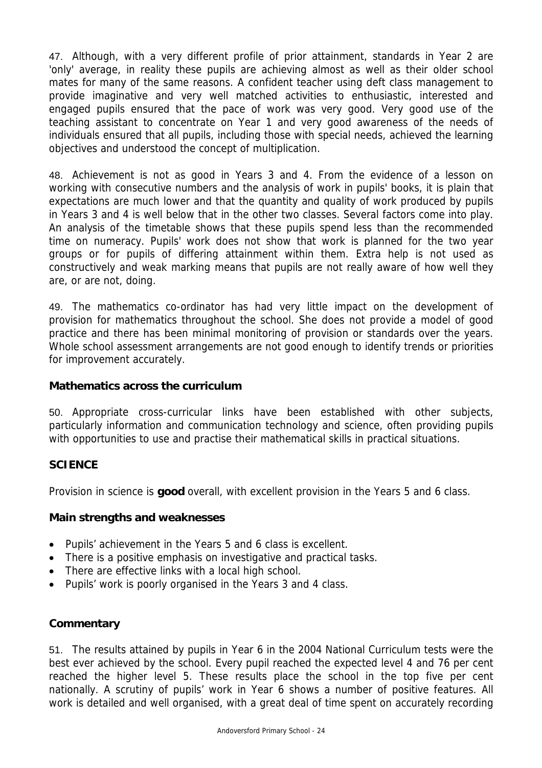47. Although, with a very different profile of prior attainment, standards in Year 2 are 'only' average, in reality these pupils are achieving almost as well as their older school mates for many of the same reasons. A confident teacher using deft class management to provide imaginative and very well matched activities to enthusiastic, interested and engaged pupils ensured that the pace of work was very good. Very good use of the teaching assistant to concentrate on Year 1 and very good awareness of the needs of individuals ensured that all pupils, including those with special needs, achieved the learning objectives and understood the concept of multiplication.

48. Achievement is not as good in Years 3 and 4. From the evidence of a lesson on working with consecutive numbers and the analysis of work in pupils' books, it is plain that expectations are much lower and that the quantity and quality of work produced by pupils in Years 3 and 4 is well below that in the other two classes. Several factors come into play. An analysis of the timetable shows that these pupils spend less than the recommended time on numeracy. Pupils' work does not show that work is planned for the two year groups or for pupils of differing attainment within them. Extra help is not used as constructively and weak marking means that pupils are not really aware of how well they are, or are not, doing.

49. The mathematics co-ordinator has had very little impact on the development of provision for mathematics throughout the school. She does not provide a model of good practice and there has been minimal monitoring of provision or standards over the years. Whole school assessment arrangements are not good enough to identify trends or priorities for improvement accurately.

### Mathematics across the curriculum

50. Appropriate cross-curricular links have been established with other subjects, particularly information and communication technology and science, often providing pupils with opportunities to use and practise their mathematical skills in practical situations.

## SCIENCE

Provision in science is **good** overall, with excellent provision in the Years 5 and 6 class.

### Main strengths and weaknesses

- Pupils' achievement in the Years 5 and 6 class is excellent.
- There is a positive emphasis on investigative and practical tasks.
- There are effective links with a local high school.
- Pupils' work is poorly organised in the Years 3 and 4 class.

### Commentary

51. The results attained by pupils in Year 6 in the 2004 National Curriculum tests were the best ever achieved by the school. Every pupil reached the expected level 4 and 76 per cent reached the higher level 5. These results place the school in the top five per cent nationally. A scrutiny of pupils' work in Year 6 shows a number of positive features. All work is detailed and well organised, with a great deal of time spent on accurately recording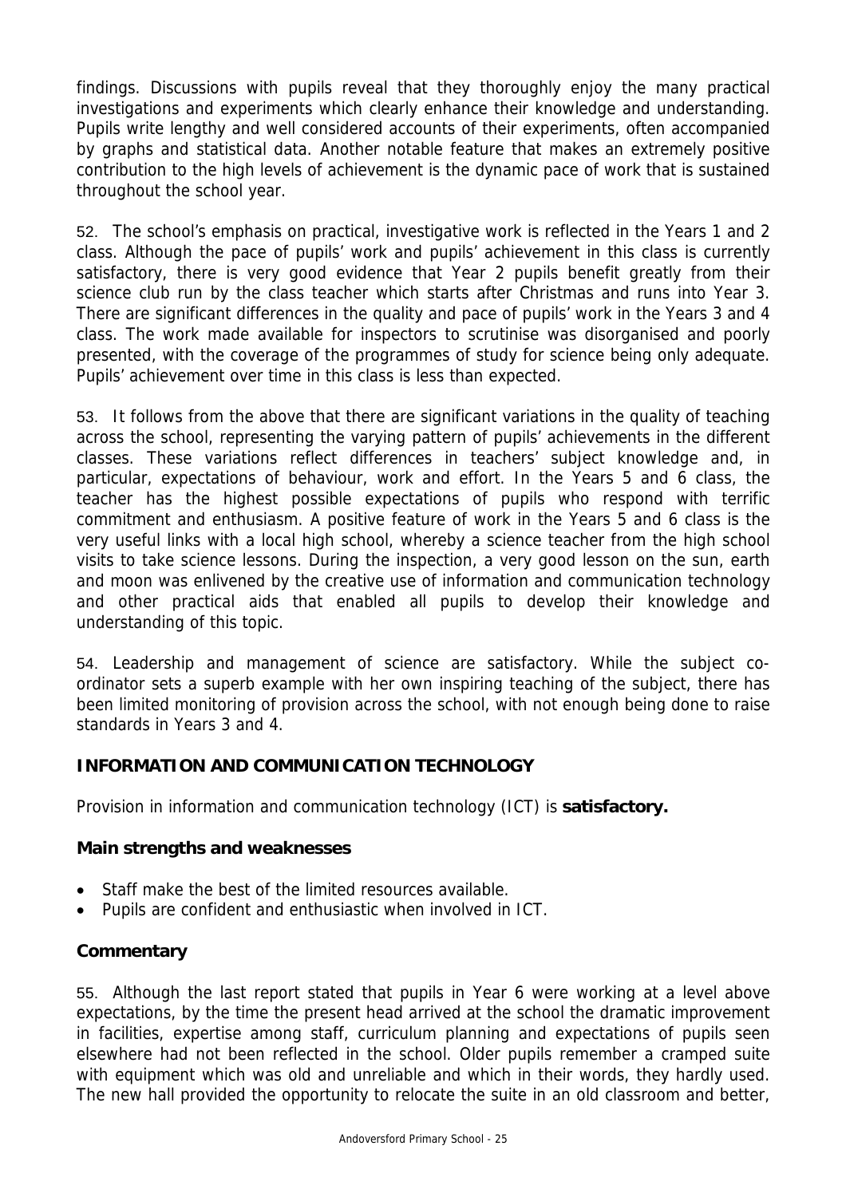findings. Discussions with pupils reveal that they thoroughly enjoy the many practical investigations and experiments which clearly enhance their knowledge and understanding. Pupils write lengthy and well considered accounts of their experiments, often accompanied by graphs and statistical data. Another notable feature that makes an extremely positive contribution to the high levels of achievement is the dynamic pace of work that is sustained throughout the school year.

52. The school's emphasis on practical, investigative work is reflected in the Years 1 and 2 class. Although the pace of pupils' work and pupils' achievement in this class is currently satisfactory, there is very good evidence that Year 2 pupils benefit greatly from their science club run by the class teacher which starts after Christmas and runs into Year 3. There are significant differences in the quality and pace of pupils' work in the Years 3 and 4 class. The work made available for inspectors to scrutinise was disorganised and poorly presented, with the coverage of the programmes of study for science being only adequate. Pupils' achievement over time in this class is less than expected.

53. It follows from the above that there are significant variations in the quality of teaching across the school, representing the varying pattern of pupils' achievements in the different classes. These variations reflect differences in teachers' subject knowledge and, in particular, expectations of behaviour, work and effort. In the Years 5 and 6 class, the teacher has the highest possible expectations of pupils who respond with terrific commitment and enthusiasm. A positive feature of work in the Years 5 and 6 class is the very useful links with a local high school, whereby a science teacher from the high school visits to take science lessons. During the inspection, a very good lesson on the sun, earth and moon was enlivened by the creative use of information and communication technology and other practical aids that enabled all pupils to develop their knowledge and understanding of this topic.

54. Leadership and management of science are satisfactory. While the subject co-ordinator sets a superb example with her own inspiring teaching of the subject, there has been limited monitoring of provision across the school, with not enough being done to raise standards in Years 3 and 4.

## INFORMATION AND COMMUNICATION TECHNOLOGY

Provision in information and communication technology (ICT) is **satisfactory.**

### Main strengths and weaknesses

- Staff make the best of the limited resources available.
- Pupils are confident and enthusiastic when involved in ICT.

### Commentary

55. Although the last report stated that pupils in Year 6 were working at a level above expectations, by the time the present head arrived at the school the dramatic improvement in facilities, expertise among staff, curriculum planning and expectations of pupils seen elsewhere had not been reflected in the school. Older pupils remember a cramped suite with equipment which was old and unreliable and which in their words, they hardly used. The new hall provided the opportunity to relocate the suite in an old classroom and better,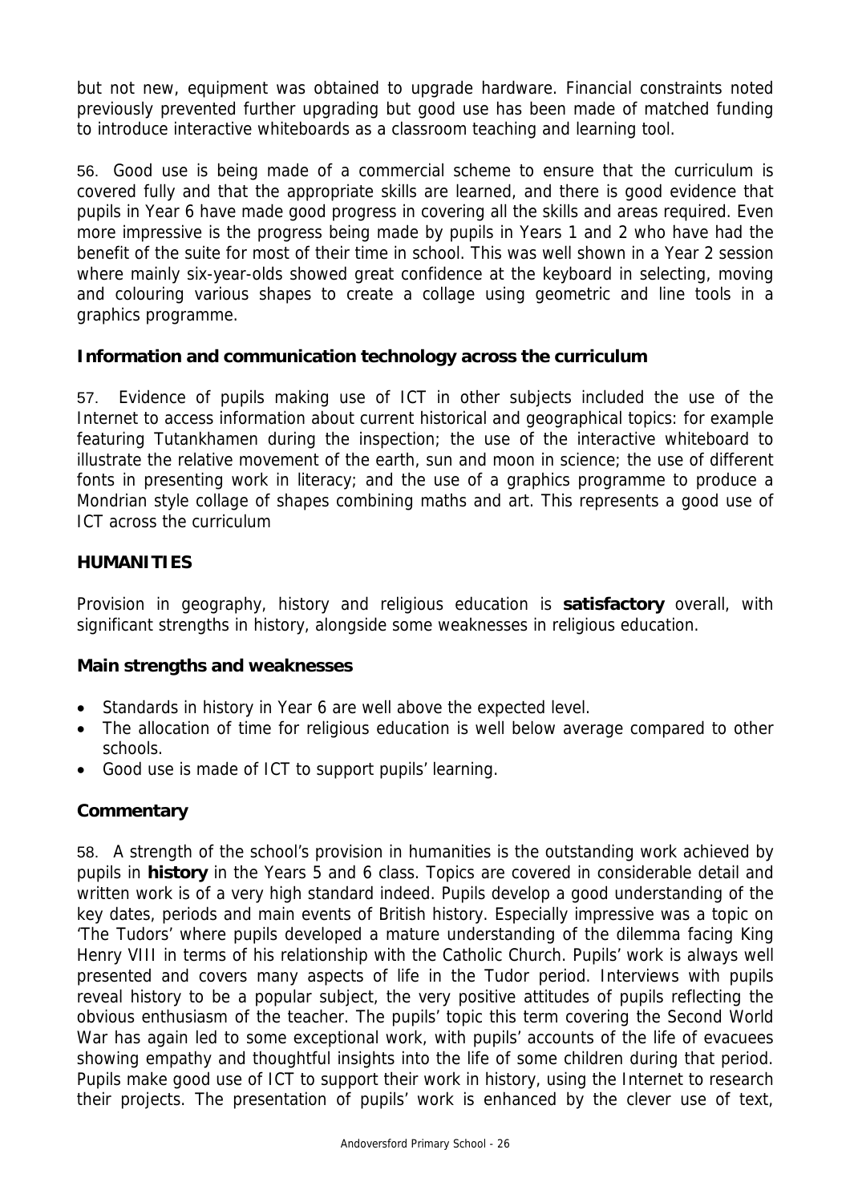but not new, equipment was obtained to upgrade hardware. Financial constraints noted previously prevented further upgrading but good use has been made of matched funding to introduce interactive whiteboards as a classroom teaching and learning tool.

56. Good use is being made of a commercial scheme to ensure that the curriculum is covered fully and that the appropriate skills are learned, and there is good evidence that pupils in Year 6 have made good progress in covering all the skills and areas required. Even more impressive is the progress being made by pupils in Years 1 and 2 who have had the benefit of the suite for most of their time in school. This was well shown in a Year 2 session where mainly six-year-olds showed great confidence at the keyboard in selecting, moving and colouring various shapes to create a collage using geometric and line tools in a graphics programme.

### Information and communication technology across the curriculum

57. Evidence of pupils making use of ICT in other subjects included the use of the Internet to access information about current historical and geographical topics: for example featuring Tutankhamen during the inspection; the use of the interactive whiteboard to illustrate the relative movement of the earth, sun and moon in science; the use of different fonts in presenting work in literacy; and the use of a graphics programme to produce a Mondrian style collage of shapes combining maths and art. This represents a good use of ICT across the curriculum

## HUMANITIES

Provision in geography, history and religious education is **satisfactory** overall, with significant strengths in history, alongside some weaknesses in religious education.

### Main strengths and weaknesses

- Standards in history in Year 6 are well above the expected level.
- The allocation of time for religious education is well below average compared to other schools.
- Good use is made of ICT to support pupils' learning.

### Commentary

58. A strength of the school's provision in humanities is the outstanding work achieved by pupils in **history** in the Years 5 and 6 class. Topics are covered in considerable detail and written work is of a very high standard indeed. Pupils develop a good understanding of the key dates, periods and main events of British history. Especially impressive was a topic on 'The Tudors' where pupils developed a mature understanding of the dilemma facing King Henry VIII in terms of his relationship with the Catholic Church. Pupils' work is always well presented and covers many aspects of life in the Tudor period. Interviews with pupils reveal history to be a popular subject, the very positive attitudes of pupils reflecting the obvious enthusiasm of the teacher. The pupils' topic this term covering the Second World War has again led to some exceptional work, with pupils' accounts of the life of evacuees showing empathy and thoughtful insights into the life of some children during that period. Pupils make good use of ICT to support their work in history, using the Internet to research their projects. The presentation of pupils' work is enhanced by the clever use of text,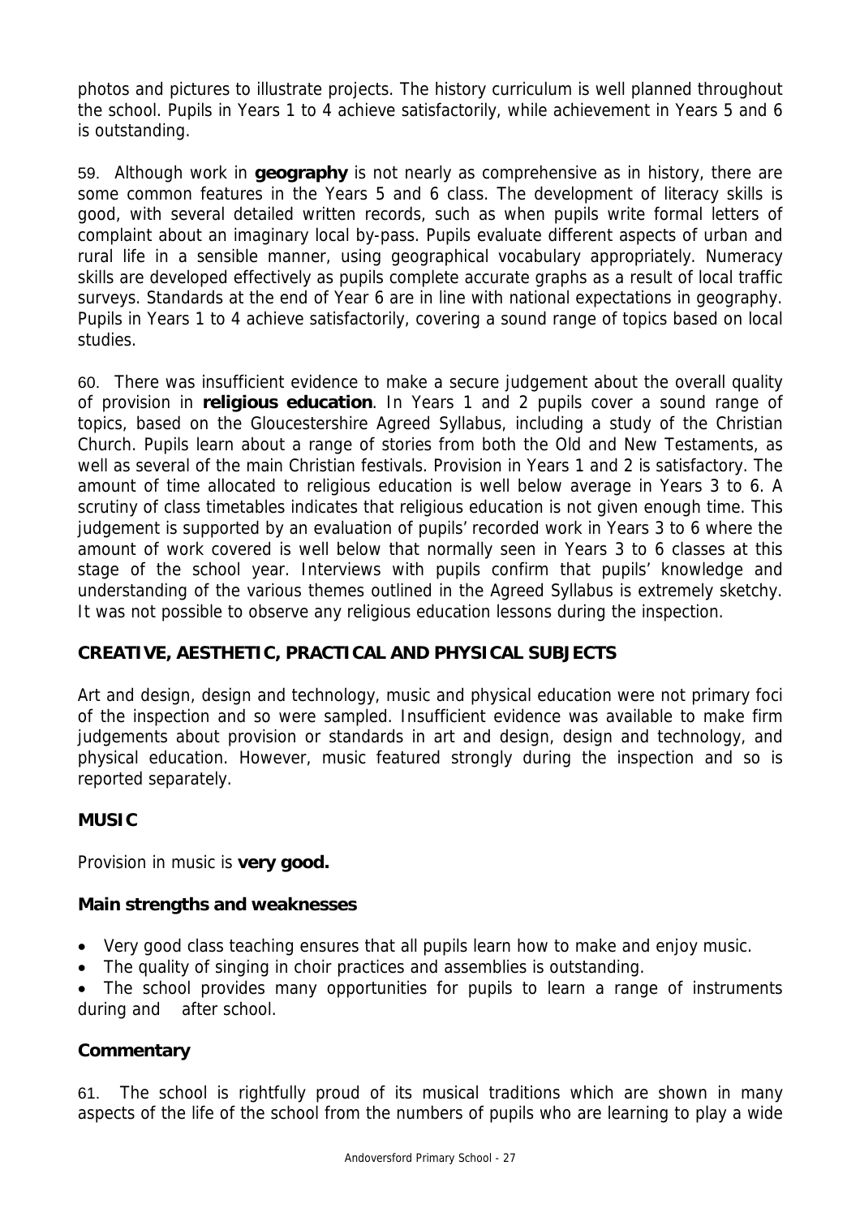photos and pictures to illustrate projects. The history curriculum is well planned throughout the school. Pupils in Years 1 to 4 achieve satisfactorily, while achievement in Years 5 and 6 is outstanding.

59. Although work in **geography** is not nearly as comprehensive as in history, there are some common features in the Years 5 and 6 class. The development of literacy skills is good, with several detailed written records, such as when pupils write formal letters of complaint about an imaginary local by-pass. Pupils evaluate different aspects of urban and rural life in a sensible manner, using geographical vocabulary appropriately. Numeracy skills are developed effectively as pupils complete accurate graphs as a result of local traffic surveys. Standards at the end of Year 6 are in line with national expectations in geography. Pupils in Years 1 to 4 achieve satisfactorily, covering a sound range of topics based on local studies.

60. There was insufficient evidence to make a secure judgement about the overall quality of provision in **religious education**. In Years 1 and 2 pupils cover a sound range of topics, based on the Gloucestershire Agreed Syllabus, including a study of the Christian Church. Pupils learn about a range of stories from both the Old and New Testaments, as well as several of the main Christian festivals. Provision in Years 1 and 2 is satisfactory. The amount of time allocated to religious education is well below average in Years 3 to 6. A scrutiny of class timetables indicates that religious education is not given enough time. This judgement is supported by an evaluation of pupils' recorded work in Years 3 to 6 where the amount of work covered is well below that normally seen in Years 3 to 6 classes at this stage of the school year. Interviews with pupils confirm that pupils' knowledge and understanding of the various themes outlined in the Agreed Syllabus is extremely sketchy. It was not possible to observe any religious education lessons during the inspection.

## CREATIVE, AESTHETIC, PRACTICAL AND PHYSICAL SUBJECTS

Art and design, design and technology, music and physical education were not primary foci of the inspection and so were sampled. Insufficient evidence was available to make firm judgements about provision or standards in art and design, design and technology, and physical education. However, music featured strongly during the inspection and so is reported separately.

### MUSIC

Provision in music is **very good.**

**Main strengths and weaknesses**

- Very good class teaching ensures that all pupils learn how to make and enjoy music.
- The quality of singing in choir practices and assemblies is outstanding.
- The school provides many opportunities for pupils to learn a range of instruments during and after school.

**Commentary**

61. The school is rightfully proud of its musical traditions which are shown in many aspects of the life of the school from the numbers of pupils who are learning to play a wide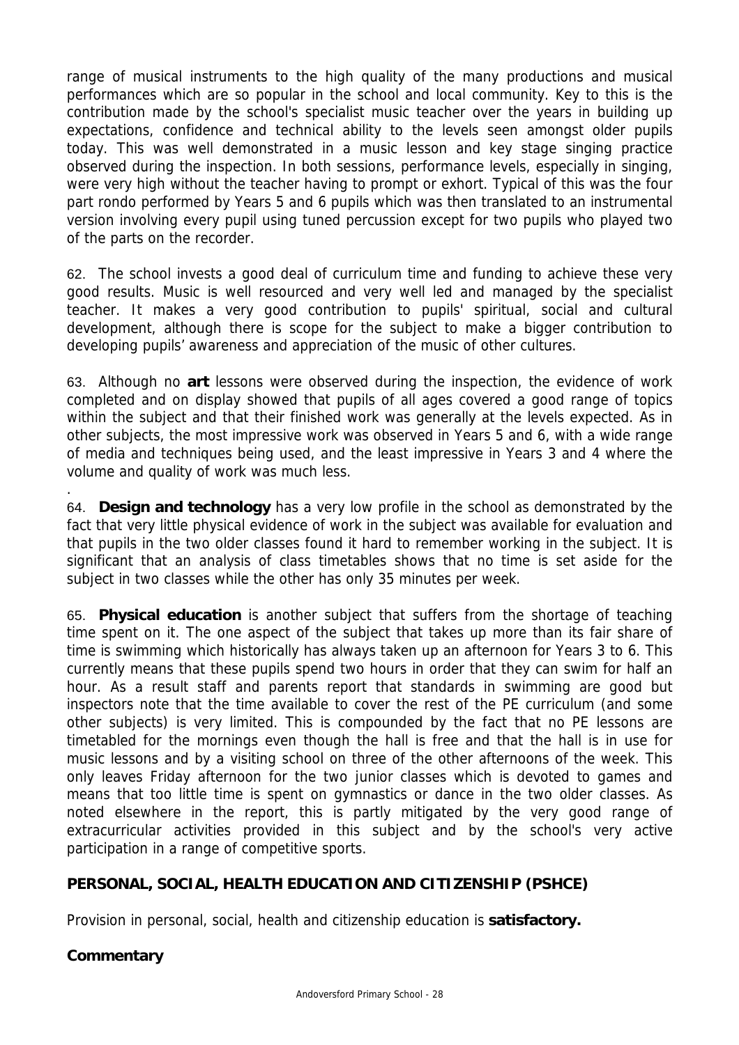range of musical instruments to the high quality of the many productions and musical performances which are so popular in the school and local community. Key to this is the contribution made by the school's specialist music teacher over the years in building up expectations, confidence and technical ability to the levels seen amongst older pupils today. This was well demonstrated in a music lesson and key stage singing practice observed during the inspection. In both sessions, performance levels, especially in singing, were very high without the teacher having to prompt or exhort. Typical of this was the four part rondo performed by Years 5 and 6 pupils which was then translated to an instrumental version involving every pupil using tuned percussion except for two pupils who played two of the parts on the recorder.

62. The school invests a good deal of curriculum time and funding to achieve these very good results. Music is well resourced and very well led and managed by the specialist teacher. It makes a very good contribution to pupils' spiritual, social and cultural development, although there is scope for the subject to make a bigger contribution to developing pupils' awareness and appreciation of the music of other cultures.

63. Although no **art** lessons were observed during the inspection, the evidence of work completed and on display showed that pupils of all ages covered a good range of topics within the subject and that their finished work was generally at the levels expected. As in other subjects, the most impressive work was observed in Years 5 and 6, with a wide range of media and techniques being used, and the least impressive in Years 3 and 4 where the volume and quality of work was much less.

.

64. **Design and technology** has a very low profile in the school as demonstrated by the fact that very little physical evidence of work in the subject was available for evaluation and that pupils in the two older classes found it hard to remember working in the subject. It is significant that an analysis of class timetables shows that no time is set aside for the subject in two classes while the other has only 35 minutes per week.

65. **Physical education** is another subject that suffers from the shortage of teaching time spent on it. The one aspect of the subject that takes up more than its fair share of time is swimming which historically has always taken up an afternoon for Years 3 to 6. This currently means that these pupils spend two hours in order that they can swim for half an hour. As a result staff and parents report that standards in swimming are good but inspectors note that the time available to cover the rest of the PE curriculum (and some other subjects) is very limited. This is compounded by the fact that no PE lessons are timetabled for the mornings even though the hall is free and that the hall is in use for music lessons and by a visiting school on three of the other afternoons of the week. This only leaves Friday afternoon for the two junior classes which is devoted to games and means that too little time is spent on gymnastics or dance in the two older classes. As noted elsewhere in the report, this is partly mitigated by the very good range of extracurricular activities provided in this subject and by the school's very active participation in a range of competitive sports.

## PERSONAL, SOCIAL, HEALTH EDUCATION AND CITIZENSHIP (PSHCE)

Provision in personal, social, health and citizenship education is **satisfactory.**

### Commentary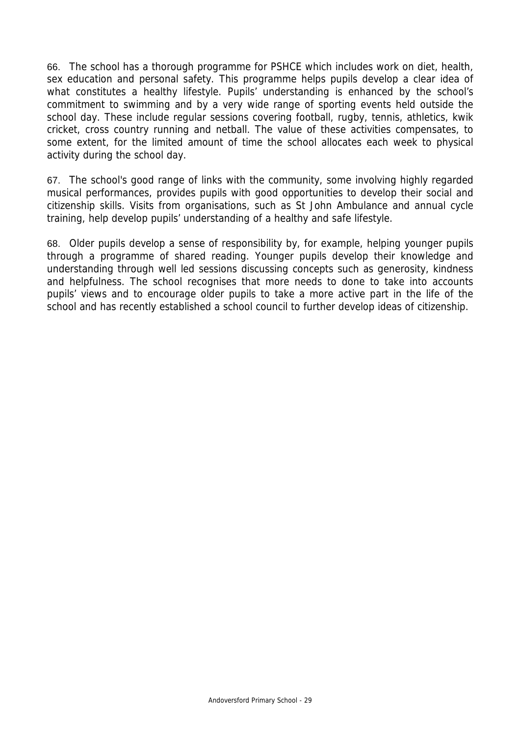66. The school has a thorough programme for PSHCE which includes work on diet, health, sex education and personal safety. This programme helps pupils develop a clear idea of what constitutes a healthy lifestyle. Pupils' understanding is enhanced by the school's commitment to swimming and by a very wide range of sporting events held outside the school day. These include regular sessions covering football, rugby, tennis, athletics, kwik cricket, cross country running and netball. The value of these activities compensates, to some extent, for the limited amount of time the school allocates each week to physical activity during the school day.

67. The school's good range of links with the community, some involving highly regarded musical performances, provides pupils with good opportunities to develop their social and citizenship skills. Visits from organisations, such as St John Ambulance and annual cycle training, help develop pupils' understanding of a healthy and safe lifestyle.

68. Older pupils develop a sense of responsibility by, for example, helping younger pupils through a programme of shared reading. Younger pupils develop their knowledge and understanding through well led sessions discussing concepts such as generosity, kindness and helpfulness. The school recognises that more needs to done to take into accounts pupils' views and to encourage older pupils to take a more active part in the life of the school and has recently established a school council to further develop ideas of citizenship.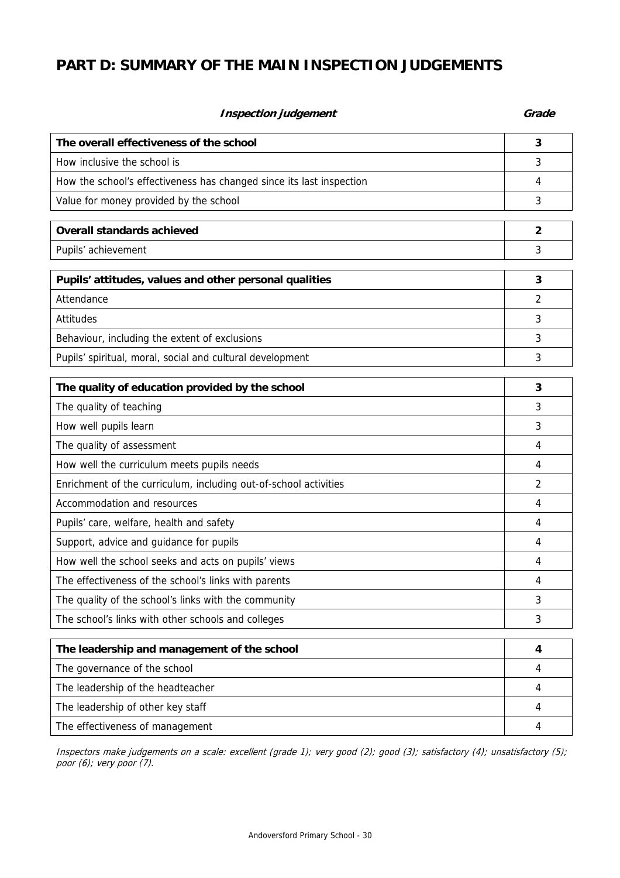# PART D: SUMMARY OF THE MAIN INSPECTION JUDGEMENTS

| ***Inspection judgement*** | ***Grade*** |
|---|---|
| **The overall effectiveness of the school** | **3** |
| How inclusive the school is | 3 |
| How the school's effectiveness has changed since its last inspection | 4 |
| Value for money provided by the school | 3 |
| **Overall standards achieved** | **2** |
| Pupils' achievement | 3 |
| **Pupils' attitudes, values and other personal qualities** | **3** |
| Attendance | 2 |
| Attitudes | 3 |
| Behaviour, including the extent of exclusions | 3 |
| Pupils' spiritual, moral, social and cultural development | 3 |
| **The quality of education provided by the school** | **3** |
| The quality of teaching | 3 |
| How well pupils learn | 3 |
| The quality of assessment | 4 |
| How well the curriculum meets pupils needs | 4 |
| Enrichment of the curriculum, including out-of-school activities | 2 |
| Accommodation and resources | 4 |
| Pupils' care, welfare, health and safety | 4 |
| Support, advice and guidance for pupils | 4 |
| How well the school seeks and acts on pupils' views | 4 |
| The effectiveness of the school's links with parents | 4 |
| The quality of the school's links with the community | 3 |
| The school's links with other schools and colleges | 3 |
| **The leadership and management of the school** | **4** |
| The governance of the school | 4 |
| The leadership of the headteacher | 4 |
| The leadership of other key staff | 4 |
| The effectiveness of management | 4 |

*Inspectors make judgements on a scale: excellent (grade 1); very good (2); good (3); satisfactory (4); unsatisfactory (5); poor (6); very poor (7).*